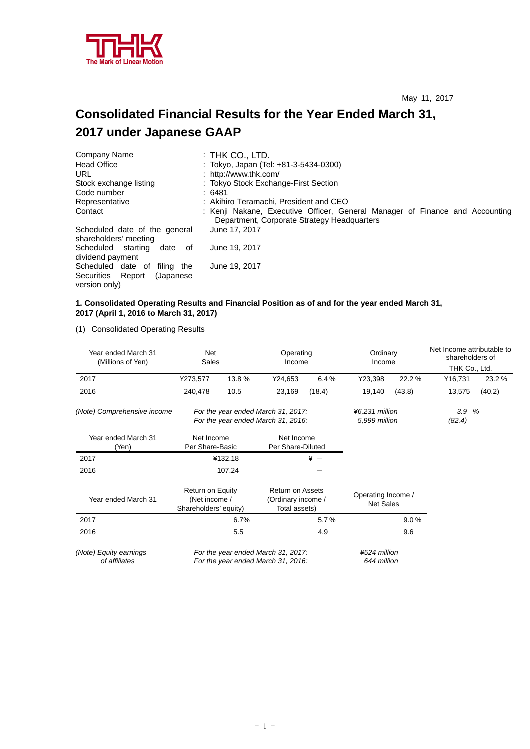THK

The Mark of Linear Motion

May 11, 2017

# Consolidated Financial Results for the Year Ended March 31, 2017 under Japanese GAAP

| | |
|---|---|
| Company Name | : THK CO., LTD. |
| Head Office | : Tokyo, Japan (Tel: +81-3-5434-0300) |
| URL | : http://www.thk.com/ |
| Stock exchange listing | : Tokyo Stock Exchange-First Section |
| Code number | : 6481 |
| Representative | : Akihiro Teramachi, President and CEO |
| Contact | : Kenji Nakane, Executive Officer, General Manager of Finance and Accounting Department, Corporate Strategy Headquarters |
| Scheduled date of the general shareholders' meeting | June 17, 2017 |
| Scheduled starting date of dividend payment | June 19, 2017 |
| Scheduled date of filing the Securities Report (Japanese version only) | June 19, 2017 |

**1. Consolidated Operating Results and Financial Position as of and for the year ended March 31, 2017 (April 1, 2016 to March 31, 2017)**

(1) Consolidated Operating Results

| Year ended March 31 (Millions of Yen) | Net Sales | | Operating Income | | Ordinary Income | | Net Income attributable to shareholders of THK Co., Ltd. | |
|---|---|---|---|---|---|---|---|---|
| 2017 | ¥273,577 | 13.8 % | ¥24,653 | 6.4 % | ¥23,398 | 22.2 % | ¥16,731 | 23.2 % |
| 2016 | 240,478 | 10.5 | 23,169 | (18.4) | 19,140 | (43.8) | 13,575 | (40.2) |

*(Note) Comprehensive income* — *For the year ended March 31, 2017:* *¥6,231 million* *3.9 %*; *For the year ended March 31, 2016:* *5,999 million* *(82.4)*

| Year ended March 31 (Yen) | Net Income Per Share-Basic | Net Income Per Share-Diluted |
|---|---|---|
| 2017 | ¥132.18 | ¥ — |
| 2016 | 107.24 | — |

| Year ended March 31 | Return on Equity (Net income / Shareholders' equity) | Return on Assets (Ordinary income / Total assets) | Operating Income / Net Sales |
|---|---|---|---|
| 2017 | 6.7% | 5.7 % | 9.0 % |
| 2016 | 5.5 | 4.9 | 9.6 |

*(Note) Equity earnings of affiliates* — *For the year ended March 31, 2017:* *¥524 million*; *For the year ended March 31, 2016:* *644 million*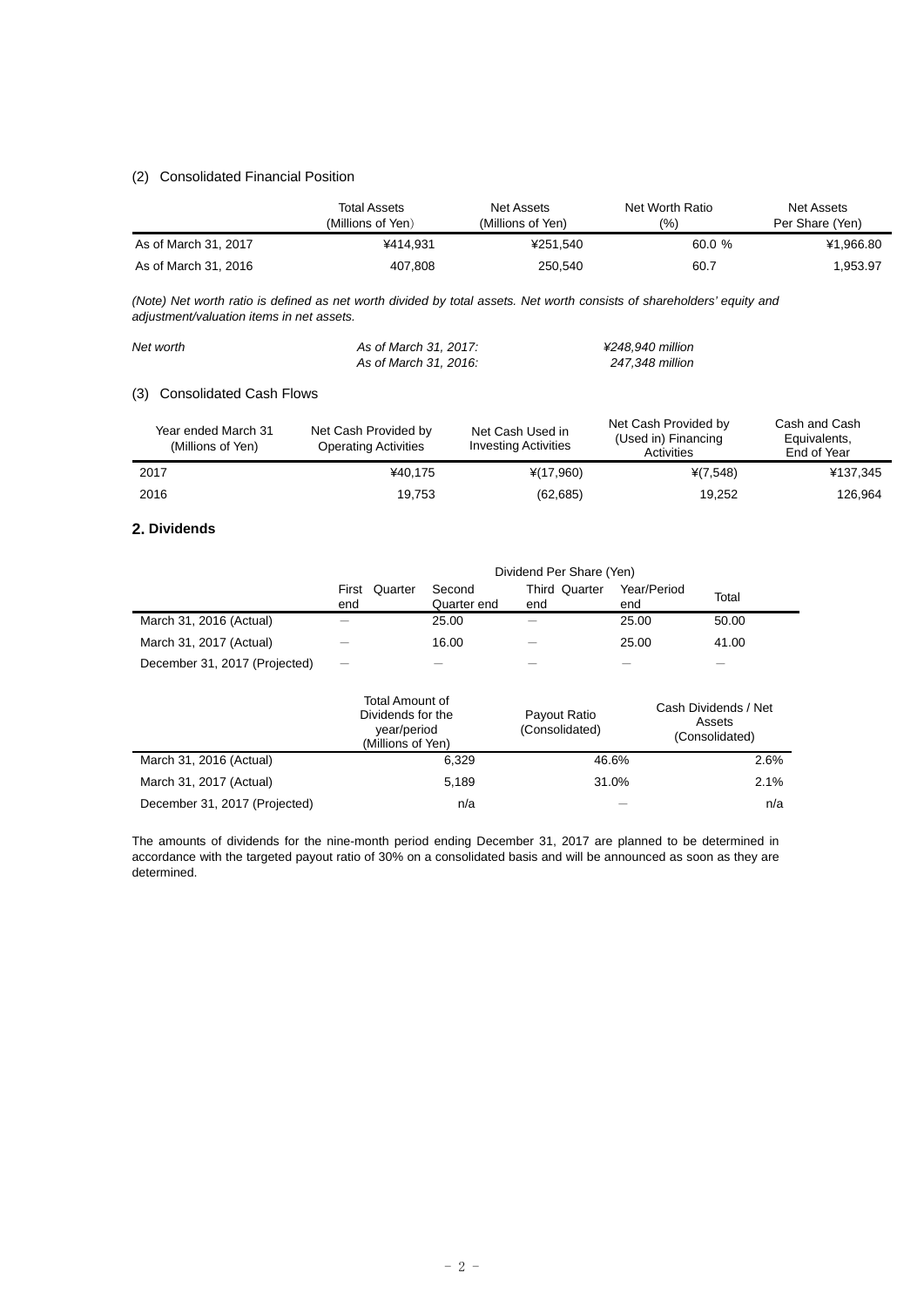(2) Consolidated Financial Position

| | Total Assets (Millions of Yen) | Net Assets (Millions of Yen) | Net Worth Ratio (%) | Net Assets Per Share (Yen) |
|---|---|---|---|---|
| As of March 31, 2017 | ¥414,931 | ¥251,540 | 60.0 % | ¥1,966.80 |
| As of March 31, 2016 | 407,808 | 250,540 | 60.7 | 1,953.97 |

*(Note) Net worth ratio is defined as net worth divided by total assets. Net worth consists of shareholders' equity and adjustment/valuation items in net assets.*

| | | |
|---|---|---|
| *Net worth* | *As of March 31, 2017:* | *¥248,940 million* |
| | *As of March 31, 2016:* | *247,348 million* |

(3) Consolidated Cash Flows

| Year ended March 31 (Millions of Yen) | Net Cash Provided by Operating Activities | Net Cash Used in Investing Activities | Net Cash Provided by (Used in) Financing Activities | Cash and Cash Equivalents, End of Year |
|---|---|---|---|---|
| 2017 | ¥40,175 | ¥(17,960) | ¥(7,548) | ¥137,345 |
| 2016 | 19,753 | (62,685) | 19,252 | 126,964 |

## 2. Dividends

| | Dividend Per Share (Yen) | | | | |
|---|---|---|---|---|---|
| | First Quarter end | Second Quarter end | Third Quarter end | Year/Period end | Total |
| March 31, 2016 (Actual) | — | 25.00 | — | 25.00 | 50.00 |
| March 31, 2017 (Actual) | — | 16.00 | — | 25.00 | 41.00 |
| December 31, 2017 (Projected) | — | — | — | — | — |

| | Total Amount of Dividends for the year/period (Millions of Yen) | Payout Ratio (Consolidated) | Cash Dividends / Net Assets (Consolidated) |
|---|---|---|---|
| March 31, 2016 (Actual) | 6,329 | 46.6% | 2.6% |
| March 31, 2017 (Actual) | 5,189 | 31.0% | 2.1% |
| December 31, 2017 (Projected) | n/a | — | n/a |

The amounts of dividends for the nine-month period ending December 31, 2017 are planned to be determined in accordance with the targeted payout ratio of 30% on a consolidated basis and will be announced as soon as they are determined.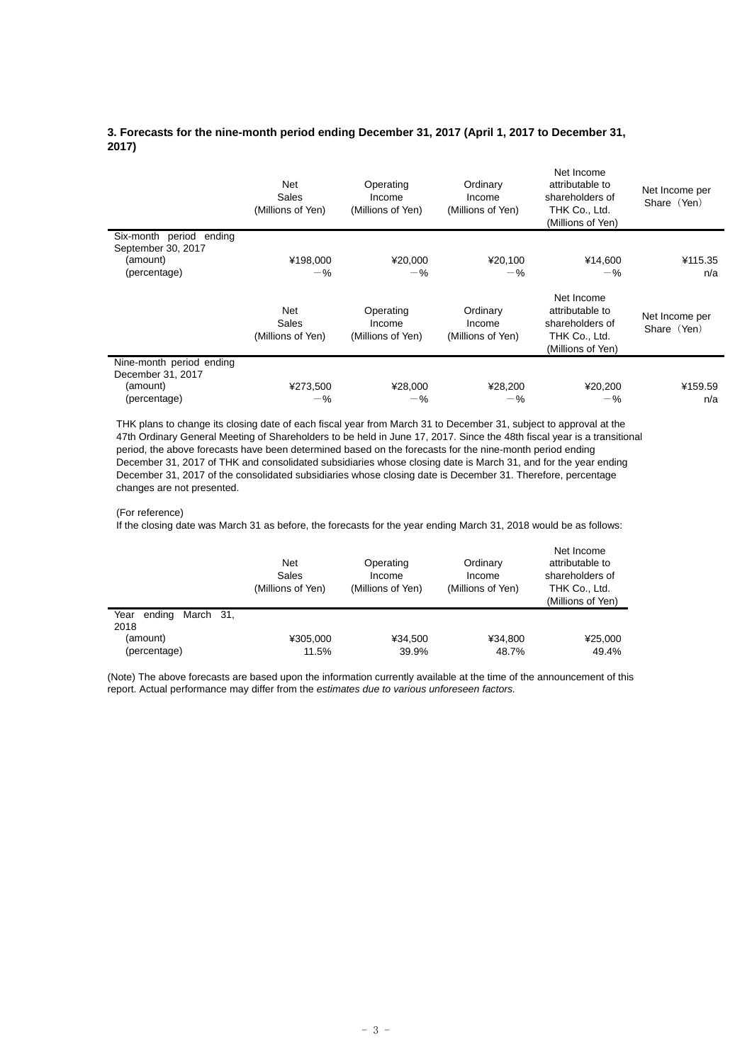### 3. Forecasts for the nine-month period ending December 31, 2017 (April 1, 2017 to December 31, 2017)

| | Net Sales (Millions of Yen) | Operating Income (Millions of Yen) | Ordinary Income (Millions of Yen) | Net Income attributable to shareholders of THK Co., Ltd. (Millions of Yen) | Net Income per Share（Yen） |
|---|---|---|---|---|---|
| Six-month period ending September 30, 2017 | | | | | |
| (amount) | ¥198,000 | ¥20,000 | ¥20,100 | ¥14,600 | ¥115.35 |
| (percentage) | －% | －% | －% | －% | n/a |

| | Net Sales (Millions of Yen) | Operating Income (Millions of Yen) | Ordinary Income (Millions of Yen) | Net Income attributable to shareholders of THK Co., Ltd. (Millions of Yen) | Net Income per Share（Yen） |
|---|---|---|---|---|---|
| Nine-month period ending December 31, 2017 | | | | | |
| (amount) | ¥273,500 | ¥28,000 | ¥28,200 | ¥20,200 | ¥159.59 |
| (percentage) | －% | －% | －% | －% | n/a |

THK plans to change its closing date of each fiscal year from March 31 to December 31, subject to approval at the 47th Ordinary General Meeting of Shareholders to be held in June 17, 2017. Since the 48th fiscal year is a transitional period, the above forecasts have been determined based on the forecasts for the nine-month period ending December 31, 2017 of THK and consolidated subsidiaries whose closing date is March 31, and for the year ending December 31, 2017 of the consolidated subsidiaries whose closing date is December 31. Therefore, percentage changes are not presented.

(For reference)
If the closing date was March 31 as before, the forecasts for the year ending March 31, 2018 would be as follows:

| | Net Sales (Millions of Yen) | Operating Income (Millions of Yen) | Ordinary Income (Millions of Yen) | Net Income attributable to shareholders of THK Co., Ltd. (Millions of Yen) |
|---|---|---|---|---|
| Year ending March 31, 2018 | | | | |
| (amount) | ¥305,000 | ¥34,500 | ¥34,800 | ¥25,000 |
| (percentage) | 11.5% | 39.9% | 48.7% | 49.4% |

(Note) The above forecasts are based upon the information currently available at the time of the announcement of this report. Actual performance may differ from the *estimates due to various unforeseen factors.*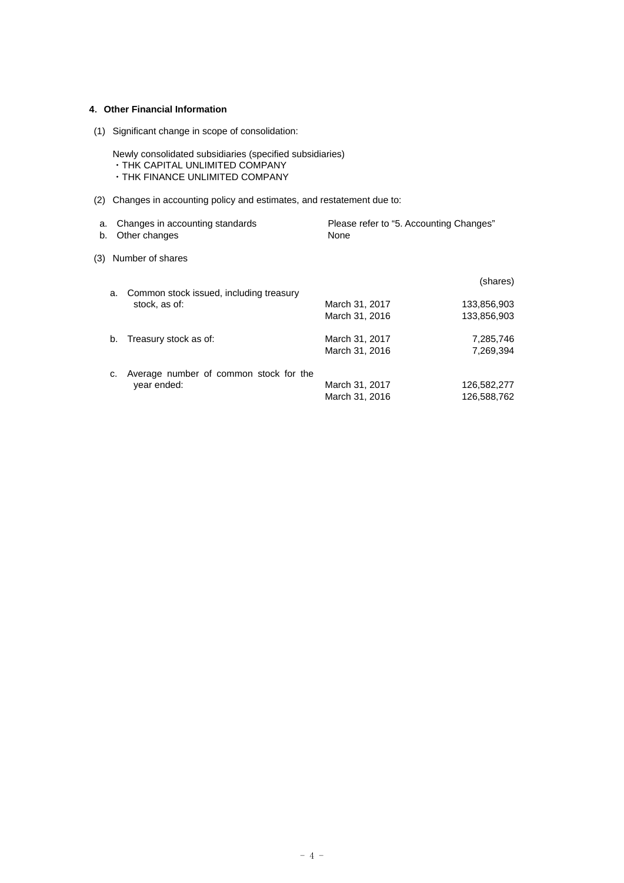## 4. Other Financial Information

(1) Significant change in scope of consolidation:

Newly consolidated subsidiaries (specified subsidiaries)
- THK CAPITAL UNLIMITED COMPANY
- THK FINANCE UNLIMITED COMPANY

(2) Changes in accounting policy and estimates, and restatement due to:

| | | |
|---|---|---|
| a. | Changes in accounting standards | Please refer to "5. Accounting Changes" |
| b. | Other changes | None |

(3) Number of shares

| | | | (shares) |
|---|---|---|---|
| a. | Common stock issued, including treasury stock, as of: | March 31, 2017 | 133,856,903 |
| | | March 31, 2016 | 133,856,903 |
| b. | Treasury stock as of: | March 31, 2017 | 7,285,746 |
| | | March 31, 2016 | 7,269,394 |
| c. | Average number of common stock for the year ended: | March 31, 2017 | 126,582,277 |
| | | March 31, 2016 | 126,588,762 |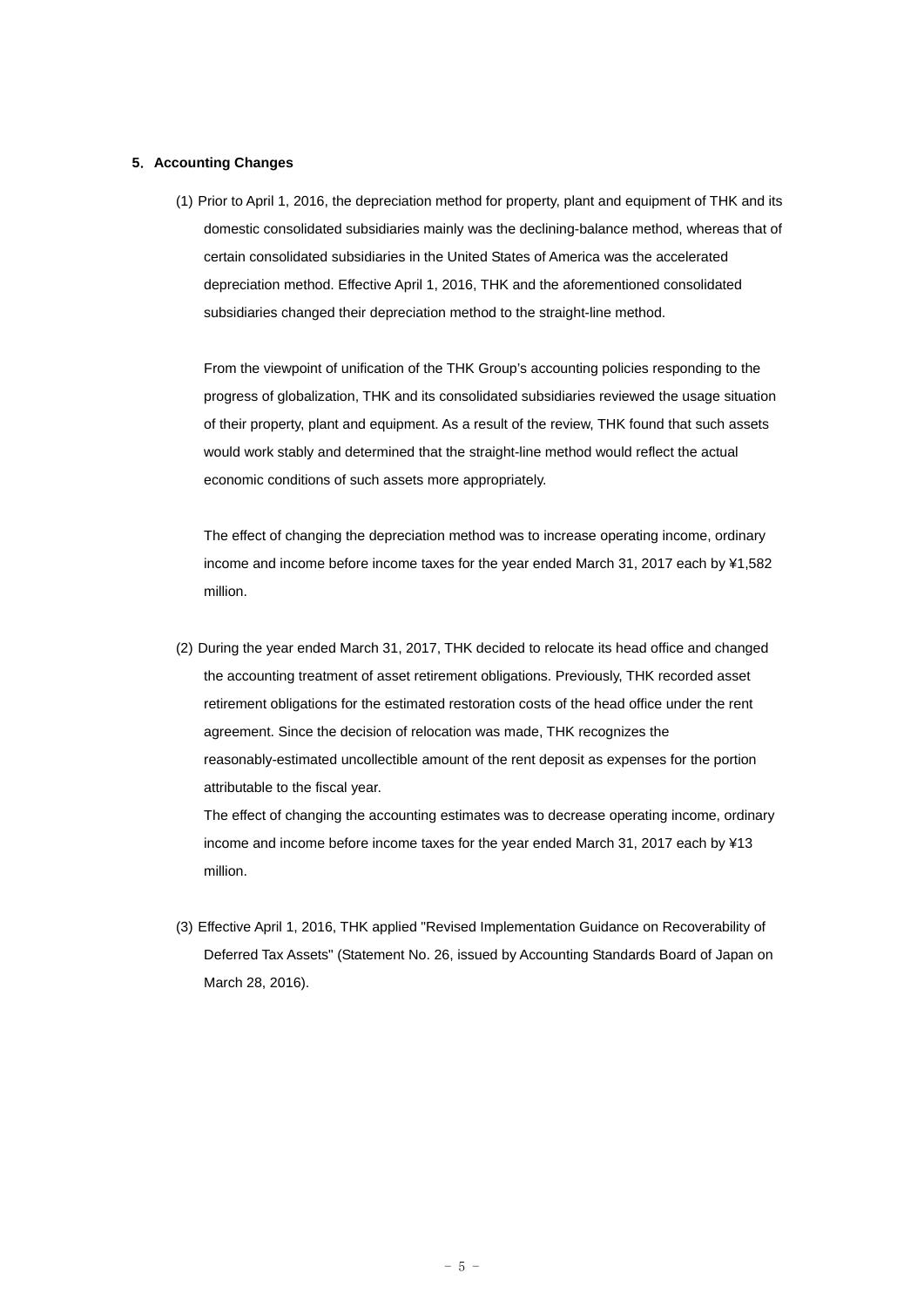## 5. Accounting Changes

(1) Prior to April 1, 2016, the depreciation method for property, plant and equipment of THK and its domestic consolidated subsidiaries mainly was the declining-balance method, whereas that of certain consolidated subsidiaries in the United States of America was the accelerated depreciation method. Effective April 1, 2016, THK and the aforementioned consolidated subsidiaries changed their depreciation method to the straight-line method.

From the viewpoint of unification of the THK Group's accounting policies responding to the progress of globalization, THK and its consolidated subsidiaries reviewed the usage situation of their property, plant and equipment. As a result of the review, THK found that such assets would work stably and determined that the straight-line method would reflect the actual economic conditions of such assets more appropriately.

The effect of changing the depreciation method was to increase operating income, ordinary income and income before income taxes for the year ended March 31, 2017 each by ¥1,582 million.

(2) During the year ended March 31, 2017, THK decided to relocate its head office and changed the accounting treatment of asset retirement obligations. Previously, THK recorded asset retirement obligations for the estimated restoration costs of the head office under the rent agreement. Since the decision of relocation was made, THK recognizes the reasonably-estimated uncollectible amount of the rent deposit as expenses for the portion attributable to the fiscal year.
The effect of changing the accounting estimates was to decrease operating income, ordinary income and income before income taxes for the year ended March 31, 2017 each by ¥13 million.

(3) Effective April 1, 2016, THK applied "Revised Implementation Guidance on Recoverability of Deferred Tax Assets" (Statement No. 26, issued by Accounting Standards Board of Japan on March 28, 2016).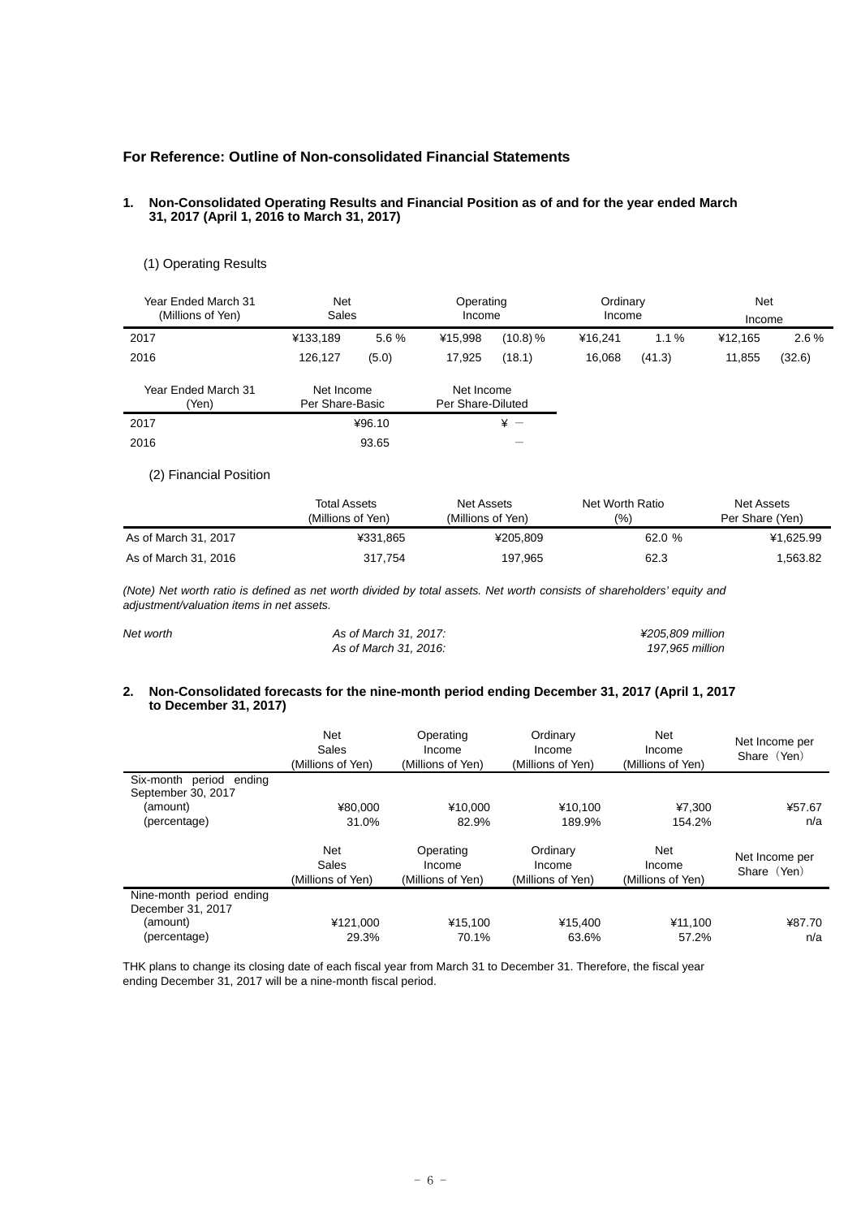## For Reference: Outline of Non-consolidated Financial Statements

### 1. Non-Consolidated Operating Results and Financial Position as of and for the year ended March 31, 2017 (April 1, 2016 to March 31, 2017)

(1) Operating Results

| Year Ended March 31 (Millions of Yen) | Net Sales | | Operating Income | | Ordinary Income | | Net Income | |
|---|---|---|---|---|---|---|---|---|
| 2017 | ¥133,189 | 5.6 % | ¥15,998 | (10.8) % | ¥16,241 | 1.1 % | ¥12,165 | 2.6 % |
| 2016 | 126,127 | (5.0) | 17,925 | (18.1) | 16,068 | (41.3) | 11,855 | (32.6) |

| Year Ended March 31 (Yen) | Net Income Per Share-Basic | Net Income Per Share-Diluted |
|---|---|---|
| 2017 | ¥96.10 | ¥ － |
| 2016 | 93.65 | － |

(2) Financial Position

| | Total Assets (Millions of Yen) | Net Assets (Millions of Yen) | Net Worth Ratio (%) | Net Assets Per Share (Yen) |
|---|---|---|---|---|
| As of March 31, 2017 | ¥331,865 | ¥205,809 | 62.0 % | ¥1,625.99 |
| As of March 31, 2016 | 317,754 | 197,965 | 62.3 | 1,563.82 |

*(Note) Net worth ratio is defined as net worth divided by total assets. Net worth consists of shareholders' equity and adjustment/valuation items in net assets.*

| *Net worth* | *As of March 31, 2017:* | *¥205,809 million* |
|---|---|---|
| | *As of March 31, 2016:* | *197,965 million* |

### 2. Non-Consolidated forecasts for the nine-month period ending December 31, 2017 (April 1, 2017 to December 31, 2017)

| | Net Sales (Millions of Yen) | Operating Income (Millions of Yen) | Ordinary Income (Millions of Yen) | Net Income (Millions of Yen) | Net Income per Share（Yen） |
|---|---|---|---|---|---|
| Six-month period ending September 30, 2017 | | | | | |
| (amount) | ¥80,000 | ¥10,000 | ¥10,100 | ¥7,300 | ¥57.67 |
| (percentage) | 31.0% | 82.9% | 189.9% | 154.2% | n/a |

| | Net Sales (Millions of Yen) | Operating Income (Millions of Yen) | Ordinary Income (Millions of Yen) | Net Income (Millions of Yen) | Net Income per Share（Yen） |
|---|---|---|---|---|---|
| Nine-month period ending December 31, 2017 | | | | | |
| (amount) | ¥121,000 | ¥15,100 | ¥15,400 | ¥11,100 | ¥87.70 |
| (percentage) | 29.3% | 70.1% | 63.6% | 57.2% | n/a |

THK plans to change its closing date of each fiscal year from March 31 to December 31. Therefore, the fiscal year ending December 31, 2017 will be a nine-month fiscal period.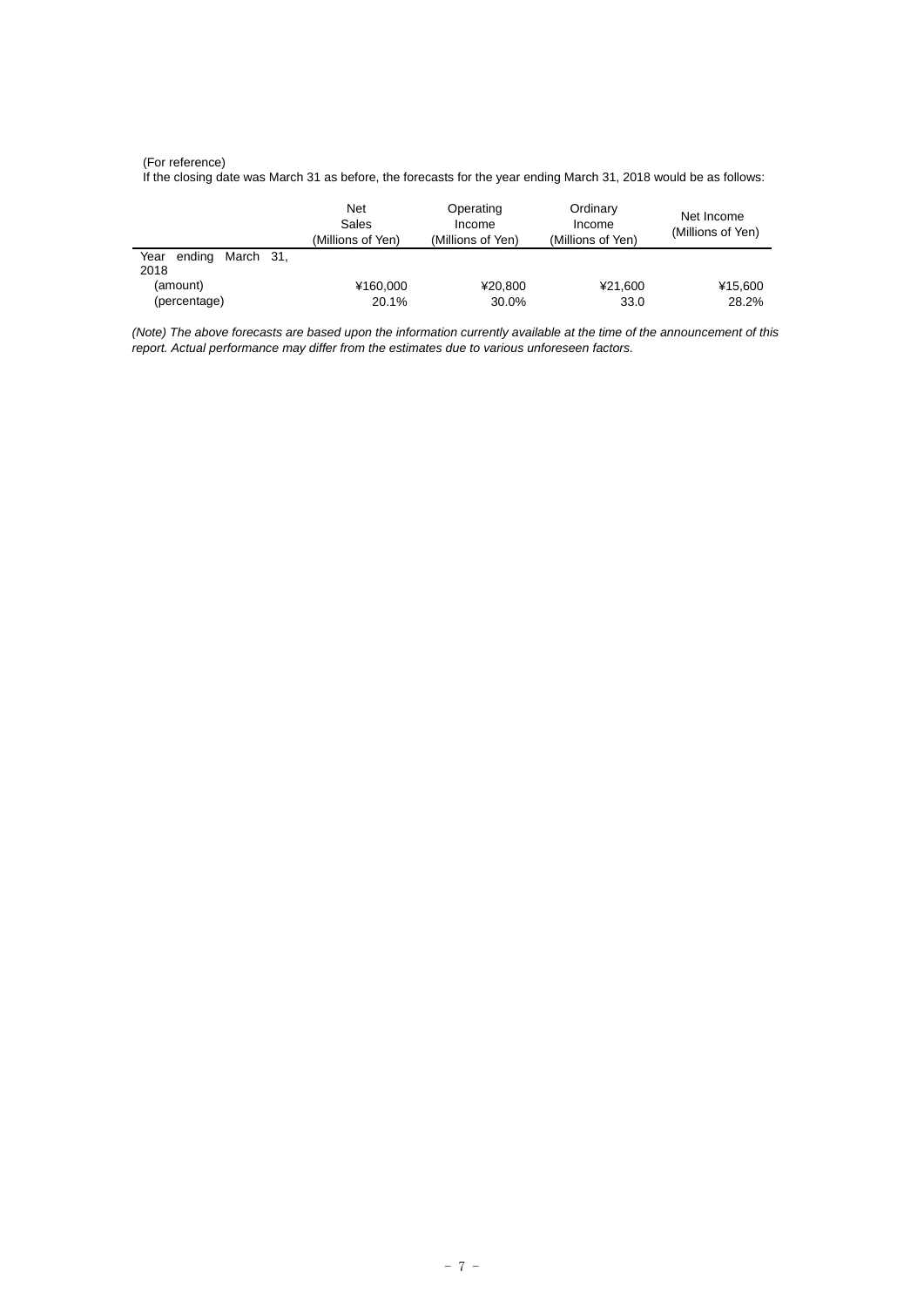(For reference)

If the closing date was March 31 as before, the forecasts for the year ending March 31, 2018 would be as follows:

| | Net Sales (Millions of Yen) | Operating Income (Millions of Yen) | Ordinary Income (Millions of Yen) | Net Income (Millions of Yen) |
|---|---|---|---|---|
| Year ending March 31, 2018 | | | | |
| (amount) | ¥160,000 | ¥20,800 | ¥21,600 | ¥15,600 |
| (percentage) | 20.1% | 30.0% | 33.0 | 28.2% |

*(Note) The above forecasts are based upon the information currently available at the time of the announcement of this report. Actual performance may differ from the estimates due to various unforeseen factors.*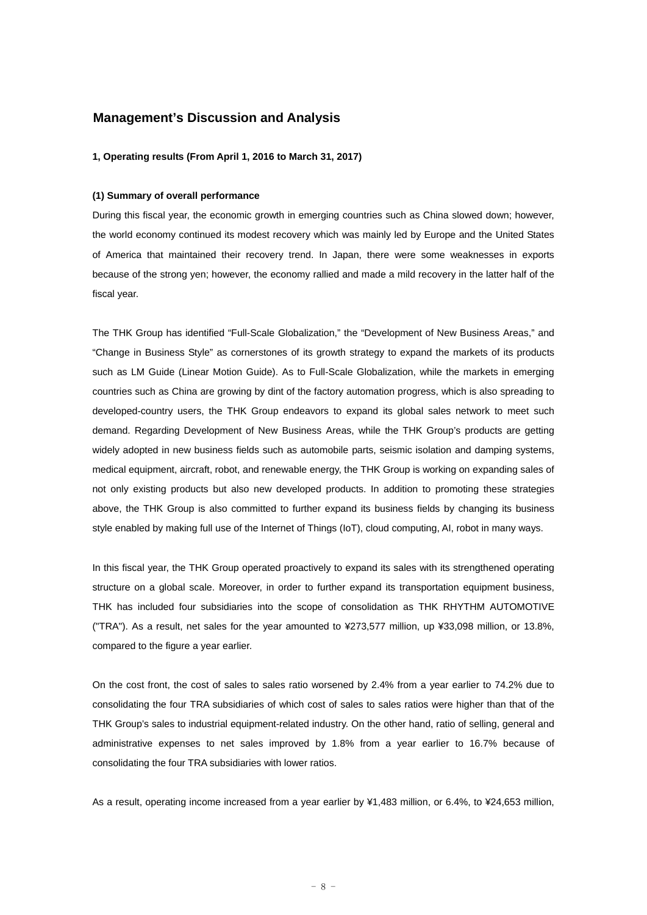# Management's Discussion and Analysis

### 1, Operating results (From April 1, 2016 to March 31, 2017)

#### (1) Summary of overall performance

During this fiscal year, the economic growth in emerging countries such as China slowed down; however, the world economy continued its modest recovery which was mainly led by Europe and the United States of America that maintained their recovery trend. In Japan, there were some weaknesses in exports because of the strong yen; however, the economy rallied and made a mild recovery in the latter half of the fiscal year.

The THK Group has identified "Full-Scale Globalization," the "Development of New Business Areas," and "Change in Business Style" as cornerstones of its growth strategy to expand the markets of its products such as LM Guide (Linear Motion Guide). As to Full-Scale Globalization, while the markets in emerging countries such as China are growing by dint of the factory automation progress, which is also spreading to developed-country users, the THK Group endeavors to expand its global sales network to meet such demand. Regarding Development of New Business Areas, while the THK Group's products are getting widely adopted in new business fields such as automobile parts, seismic isolation and damping systems, medical equipment, aircraft, robot, and renewable energy, the THK Group is working on expanding sales of not only existing products but also new developed products. In addition to promoting these strategies above, the THK Group is also committed to further expand its business fields by changing its business style enabled by making full use of the Internet of Things (IoT), cloud computing, AI, robot in many ways.

In this fiscal year, the THK Group operated proactively to expand its sales with its strengthened operating structure on a global scale. Moreover, in order to further expand its transportation equipment business, THK has included four subsidiaries into the scope of consolidation as THK RHYTHM AUTOMOTIVE ("TRA"). As a result, net sales for the year amounted to ¥273,577 million, up ¥33,098 million, or 13.8%, compared to the figure a year earlier.

On the cost front, the cost of sales to sales ratio worsened by 2.4% from a year earlier to 74.2% due to consolidating the four TRA subsidiaries of which cost of sales to sales ratios were higher than that of the THK Group's sales to industrial equipment-related industry. On the other hand, ratio of selling, general and administrative expenses to net sales improved by 1.8% from a year earlier to 16.7% because of consolidating the four TRA subsidiaries with lower ratios.

As a result, operating income increased from a year earlier by ¥1,483 million, or 6.4%, to ¥24,653 million,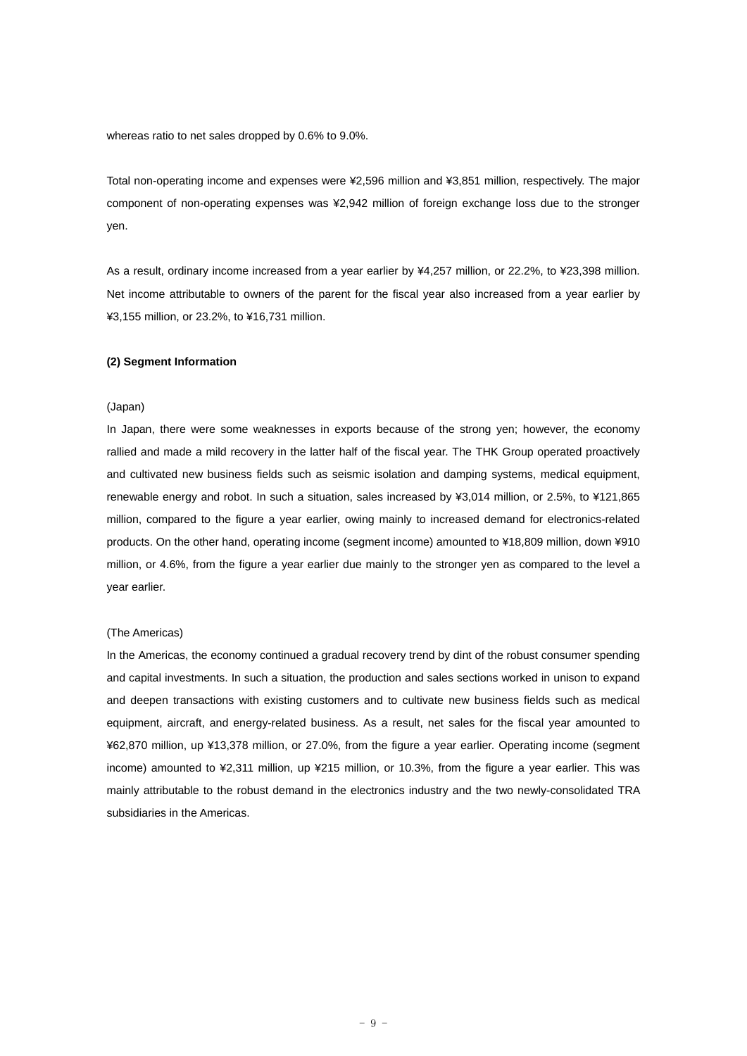whereas ratio to net sales dropped by 0.6% to 9.0%.

Total non-operating income and expenses were ¥2,596 million and ¥3,851 million, respectively. The major component of non-operating expenses was ¥2,942 million of foreign exchange loss due to the stronger yen.

As a result, ordinary income increased from a year earlier by ¥4,257 million, or 22.2%, to ¥23,398 million. Net income attributable to owners of the parent for the fiscal year also increased from a year earlier by ¥3,155 million, or 23.2%, to ¥16,731 million.

**(2) Segment Information**

(Japan)

In Japan, there were some weaknesses in exports because of the strong yen; however, the economy rallied and made a mild recovery in the latter half of the fiscal year. The THK Group operated proactively and cultivated new business fields such as seismic isolation and damping systems, medical equipment, renewable energy and robot. In such a situation, sales increased by ¥3,014 million, or 2.5%, to ¥121,865 million, compared to the figure a year earlier, owing mainly to increased demand for electronics-related products. On the other hand, operating income (segment income) amounted to ¥18,809 million, down ¥910 million, or 4.6%, from the figure a year earlier due mainly to the stronger yen as compared to the level a year earlier.

(The Americas)

In the Americas, the economy continued a gradual recovery trend by dint of the robust consumer spending and capital investments. In such a situation, the production and sales sections worked in unison to expand and deepen transactions with existing customers and to cultivate new business fields such as medical equipment, aircraft, and energy-related business. As a result, net sales for the fiscal year amounted to ¥62,870 million, up ¥13,378 million, or 27.0%, from the figure a year earlier. Operating income (segment income) amounted to ¥2,311 million, up ¥215 million, or 10.3%, from the figure a year earlier. This was mainly attributable to the robust demand in the electronics industry and the two newly-consolidated TRA subsidiaries in the Americas.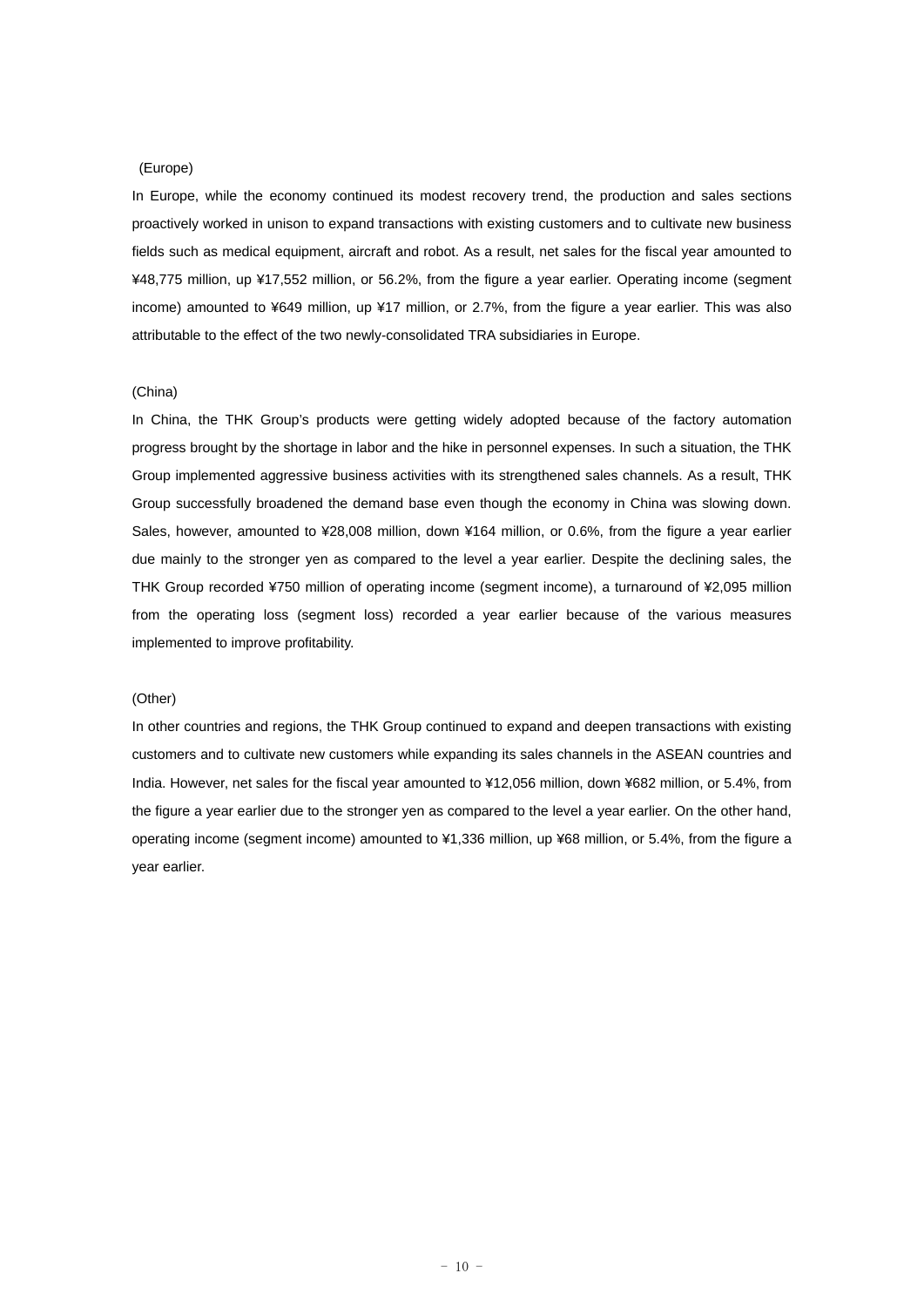(Europe)

In Europe, while the economy continued its modest recovery trend, the production and sales sections proactively worked in unison to expand transactions with existing customers and to cultivate new business fields such as medical equipment, aircraft and robot. As a result, net sales for the fiscal year amounted to ¥48,775 million, up ¥17,552 million, or 56.2%, from the figure a year earlier. Operating income (segment income) amounted to ¥649 million, up ¥17 million, or 2.7%, from the figure a year earlier. This was also attributable to the effect of the two newly-consolidated TRA subsidiaries in Europe.

(China)

In China, the THK Group's products were getting widely adopted because of the factory automation progress brought by the shortage in labor and the hike in personnel expenses. In such a situation, the THK Group implemented aggressive business activities with its strengthened sales channels. As a result, THK Group successfully broadened the demand base even though the economy in China was slowing down. Sales, however, amounted to ¥28,008 million, down ¥164 million, or 0.6%, from the figure a year earlier due mainly to the stronger yen as compared to the level a year earlier. Despite the declining sales, the THK Group recorded ¥750 million of operating income (segment income), a turnaround of ¥2,095 million from the operating loss (segment loss) recorded a year earlier because of the various measures implemented to improve profitability.

(Other)

In other countries and regions, the THK Group continued to expand and deepen transactions with existing customers and to cultivate new customers while expanding its sales channels in the ASEAN countries and India. However, net sales for the fiscal year amounted to ¥12,056 million, down ¥682 million, or 5.4%, from the figure a year earlier due to the stronger yen as compared to the level a year earlier. On the other hand, operating income (segment income) amounted to ¥1,336 million, up ¥68 million, or 5.4%, from the figure a year earlier.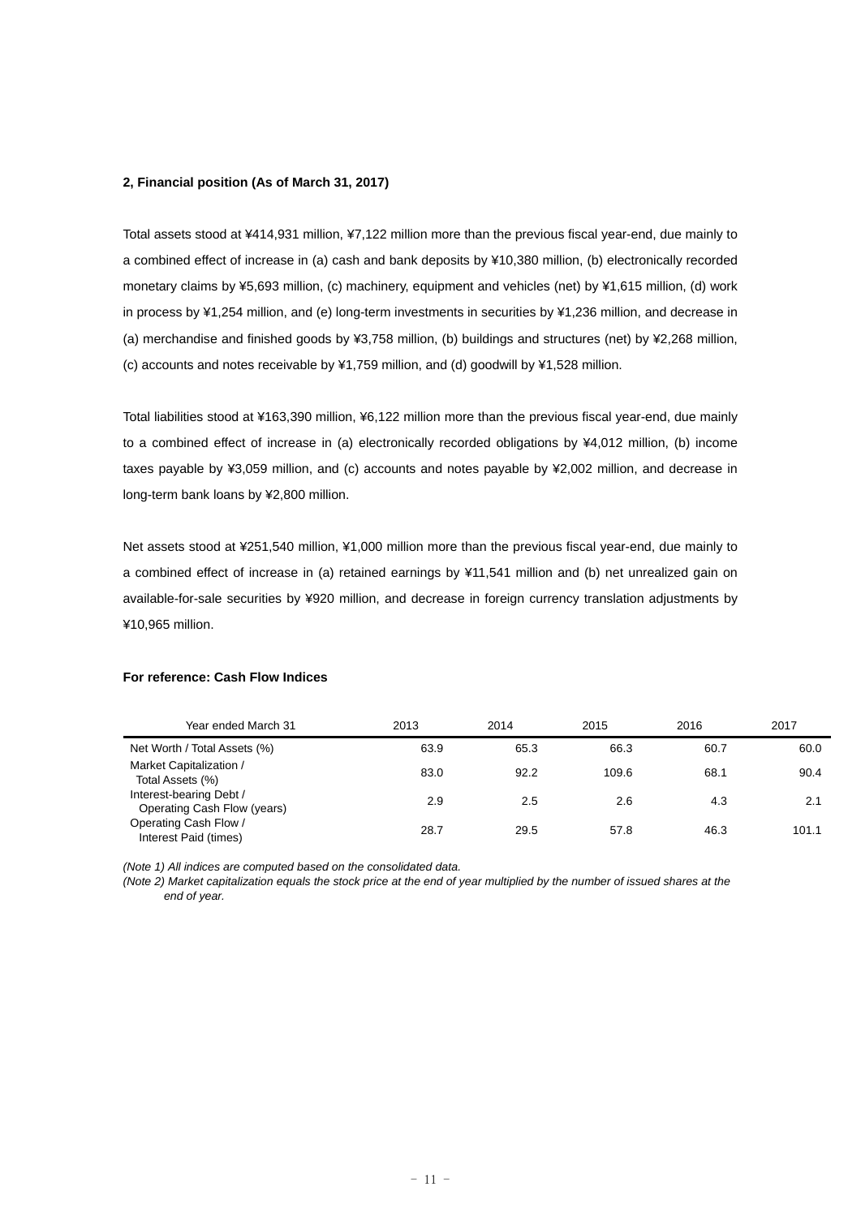**2, Financial position (As of March 31, 2017)**

Total assets stood at ¥414,931 million, ¥7,122 million more than the previous fiscal year-end, due mainly to a combined effect of increase in (a) cash and bank deposits by ¥10,380 million, (b) electronically recorded monetary claims by ¥5,693 million, (c) machinery, equipment and vehicles (net) by ¥1,615 million, (d) work in process by ¥1,254 million, and (e) long-term investments in securities by ¥1,236 million, and decrease in (a) merchandise and finished goods by ¥3,758 million, (b) buildings and structures (net) by ¥2,268 million, (c) accounts and notes receivable by ¥1,759 million, and (d) goodwill by ¥1,528 million.

Total liabilities stood at ¥163,390 million, ¥6,122 million more than the previous fiscal year-end, due mainly to a combined effect of increase in (a) electronically recorded obligations by ¥4,012 million, (b) income taxes payable by ¥3,059 million, and (c) accounts and notes payable by ¥2,002 million, and decrease in long-term bank loans by ¥2,800 million.

Net assets stood at ¥251,540 million, ¥1,000 million more than the previous fiscal year-end, due mainly to a combined effect of increase in (a) retained earnings by ¥11,541 million and (b) net unrealized gain on available-for-sale securities by ¥920 million, and decrease in foreign currency translation adjustments by ¥10,965 million.

**For reference: Cash Flow Indices**

| Year ended March 31 | 2013 | 2014 | 2015 | 2016 | 2017 |
|---|---|---|---|---|---|
| Net Worth / Total Assets (%) | 63.9 | 65.3 | 66.3 | 60.7 | 60.0 |
| Market Capitalization / Total Assets (%) | 83.0 | 92.2 | 109.6 | 68.1 | 90.4 |
| Interest-bearing Debt / Operating Cash Flow (years) | 2.9 | 2.5 | 2.6 | 4.3 | 2.1 |
| Operating Cash Flow / Interest Paid (times) | 28.7 | 29.5 | 57.8 | 46.3 | 101.1 |

*(Note 1) All indices are computed based on the consolidated data.*
*(Note 2) Market capitalization equals the stock price at the end of year multiplied by the number of issued shares at the end of year.*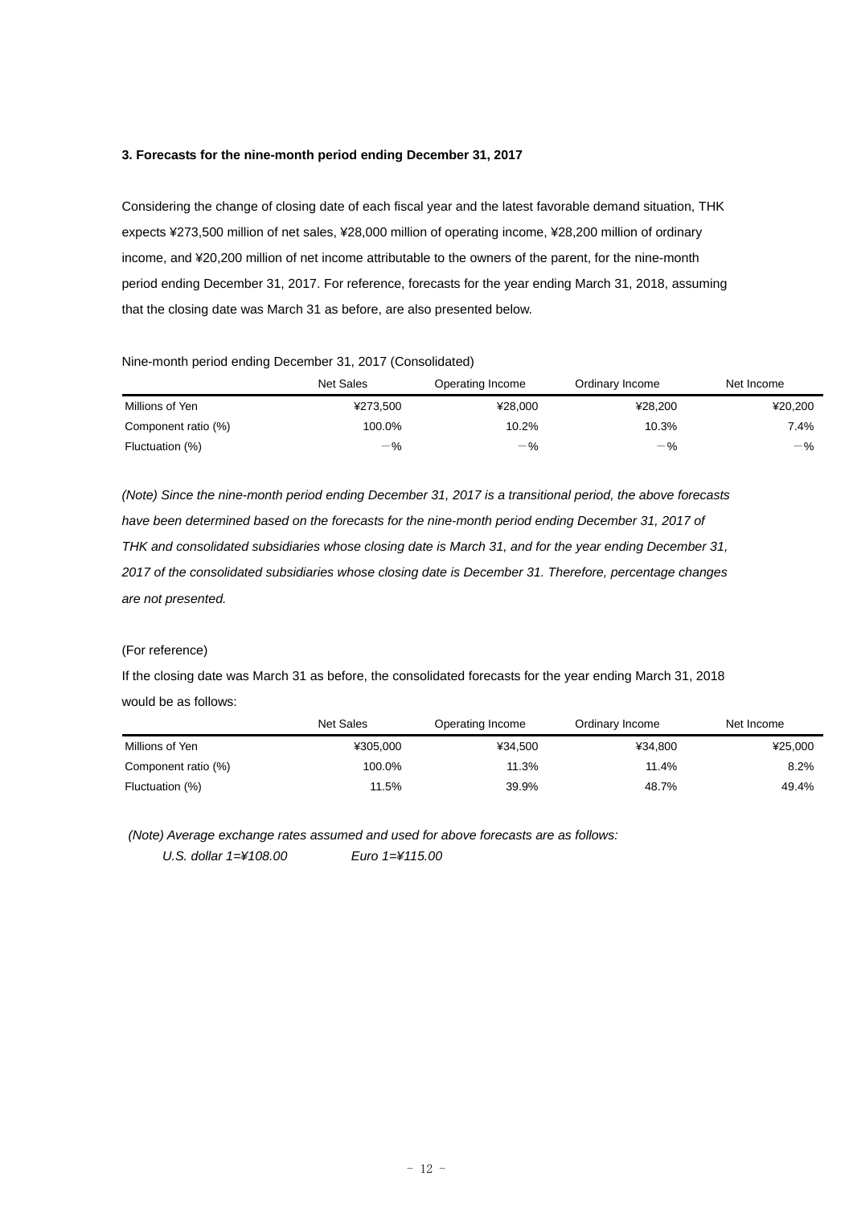### 3. Forecasts for the nine-month period ending December 31, 2017

Considering the change of closing date of each fiscal year and the latest favorable demand situation, THK expects ¥273,500 million of net sales, ¥28,000 million of operating income, ¥28,200 million of ordinary income, and ¥20,200 million of net income attributable to the owners of the parent, for the nine-month period ending December 31, 2017. For reference, forecasts for the year ending March 31, 2018, assuming that the closing date was March 31 as before, are also presented below.

Nine-month period ending December 31, 2017 (Consolidated)

| | Net Sales | Operating Income | Ordinary Income | Net Income |
|---|---|---|---|---|
| Millions of Yen | ¥273,500 | ¥28,000 | ¥28,200 | ¥20,200 |
| Component ratio (%) | 100.0% | 10.2% | 10.3% | 7.4% |
| Fluctuation (%) | －% | －% | －% | －% |

*(Note) Since the nine-month period ending December 31, 2017 is a transitional period, the above forecasts have been determined based on the forecasts for the nine-month period ending December 31, 2017 of THK and consolidated subsidiaries whose closing date is March 31, and for the year ending December 31, 2017 of the consolidated subsidiaries whose closing date is December 31. Therefore, percentage changes are not presented.*

(For reference)

If the closing date was March 31 as before, the consolidated forecasts for the year ending March 31, 2018 would be as follows:

| | Net Sales | Operating Income | Ordinary Income | Net Income |
|---|---|---|---|---|
| Millions of Yen | ¥305,000 | ¥34,500 | ¥34,800 | ¥25,000 |
| Component ratio (%) | 100.0% | 11.3% | 11.4% | 8.2% |
| Fluctuation (%) | 11.5% | 39.9% | 48.7% | 49.4% |

*(Note) Average exchange rates assumed and used for above forecasts are as follows:*

*U.S. dollar 1=¥108.00　　Euro 1=¥115.00*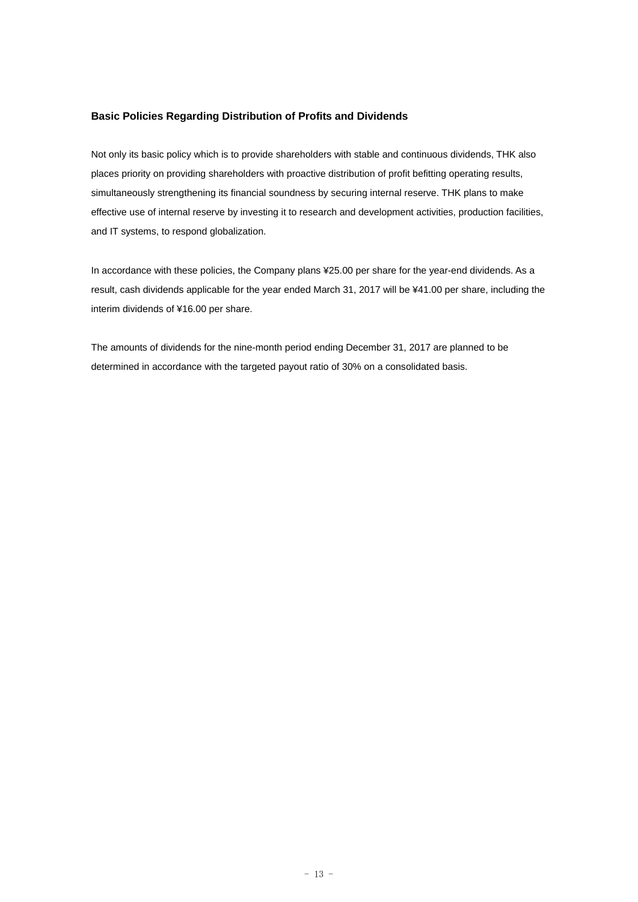## Basic Policies Regarding Distribution of Profits and Dividends

Not only its basic policy which is to provide shareholders with stable and continuous dividends, THK also places priority on providing shareholders with proactive distribution of profit befitting operating results, simultaneously strengthening its financial soundness by securing internal reserve. THK plans to make effective use of internal reserve by investing it to research and development activities, production facilities, and IT systems, to respond globalization.

In accordance with these policies, the Company plans ¥25.00 per share for the year-end dividends. As a result, cash dividends applicable for the year ended March 31, 2017 will be ¥41.00 per share, including the interim dividends of ¥16.00 per share.

The amounts of dividends for the nine-month period ending December 31, 2017 are planned to be determined in accordance with the targeted payout ratio of 30% on a consolidated basis.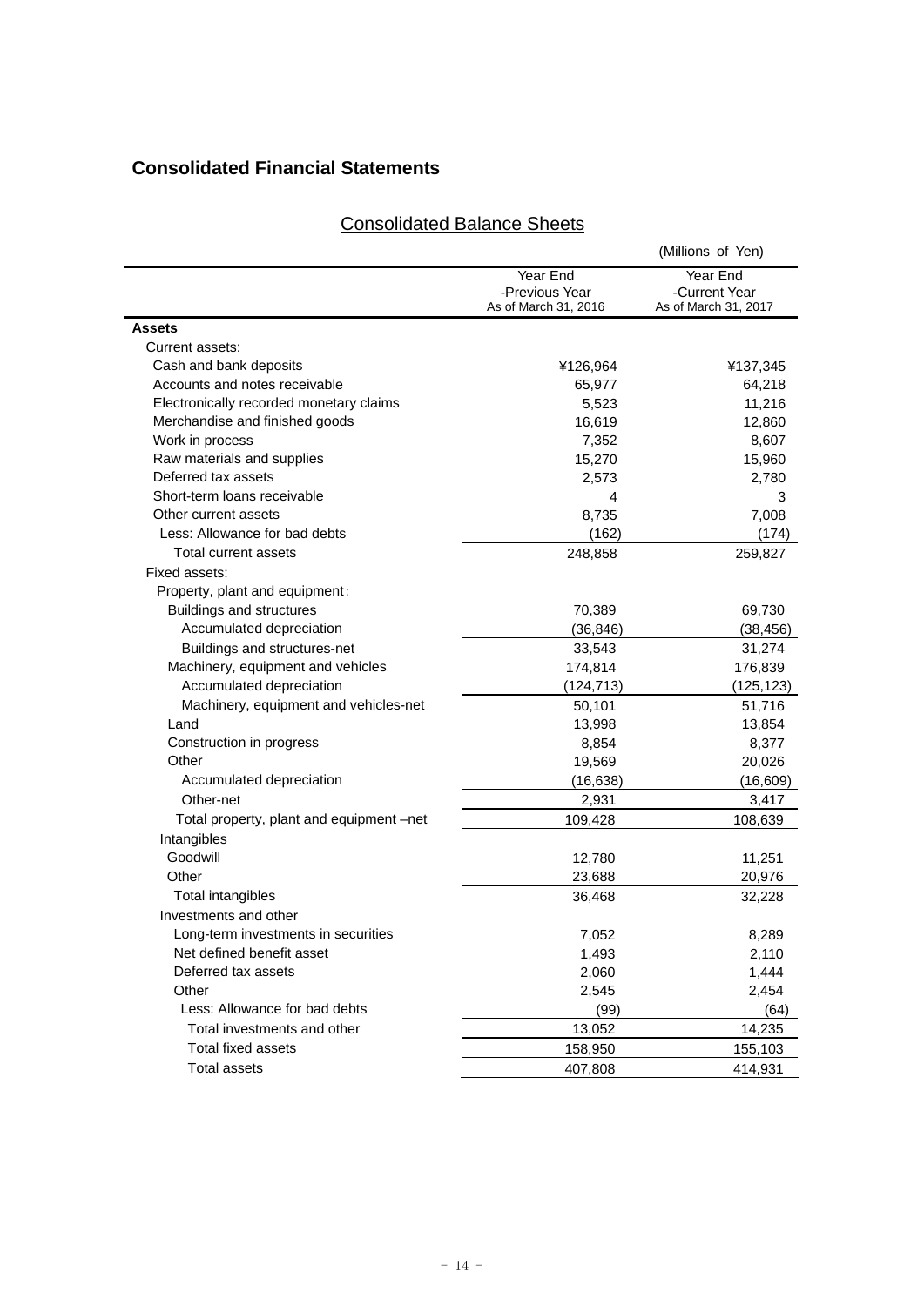# Consolidated Financial Statements

## Consolidated Balance Sheets

(Millions of Yen)

| | Year End -Previous Year As of March 31, 2016 | Year End -Current Year As of March 31, 2017 |
|---|---|---|
| **Assets** | | |
| Current assets: | | |
| Cash and bank deposits | ¥126,964 | ¥137,345 |
| Accounts and notes receivable | 65,977 | 64,218 |
| Electronically recorded monetary claims | 5,523 | 11,216 |
| Merchandise and finished goods | 16,619 | 12,860 |
| Work in process | 7,352 | 8,607 |
| Raw materials and supplies | 15,270 | 15,960 |
| Deferred tax assets | 2,573 | 2,780 |
| Short-term loans receivable | 4 | 3 |
| Other current assets | 8,735 | 7,008 |
| Less: Allowance for bad debts | (162) | (174) |
| Total current assets | 248,858 | 259,827 |
| Fixed assets: | | |
| Property, plant and equipment: | | |
| Buildings and structures | 70,389 | 69,730 |
| Accumulated depreciation | (36,846) | (38,456) |
| Buildings and structures-net | 33,543 | 31,274 |
| Machinery, equipment and vehicles | 174,814 | 176,839 |
| Accumulated depreciation | (124,713) | (125,123) |
| Machinery, equipment and vehicles-net | 50,101 | 51,716 |
| Land | 13,998 | 13,854 |
| Construction in progress | 8,854 | 8,377 |
| Other | 19,569 | 20,026 |
| Accumulated depreciation | (16,638) | (16,609) |
| Other-net | 2,931 | 3,417 |
| Total property, plant and equipment –net | 109,428 | 108,639 |
| Intangibles | | |
| Goodwill | 12,780 | 11,251 |
| Other | 23,688 | 20,976 |
| Total intangibles | 36,468 | 32,228 |
| Investments and other | | |
| Long-term investments in securities | 7,052 | 8,289 |
| Net defined benefit asset | 1,493 | 2,110 |
| Deferred tax assets | 2,060 | 1,444 |
| Other | 2,545 | 2,454 |
| Less: Allowance for bad debts | (99) | (64) |
| Total investments and other | 13,052 | 14,235 |
| Total fixed assets | 158,950 | 155,103 |
| Total assets | 407,808 | 414,931 |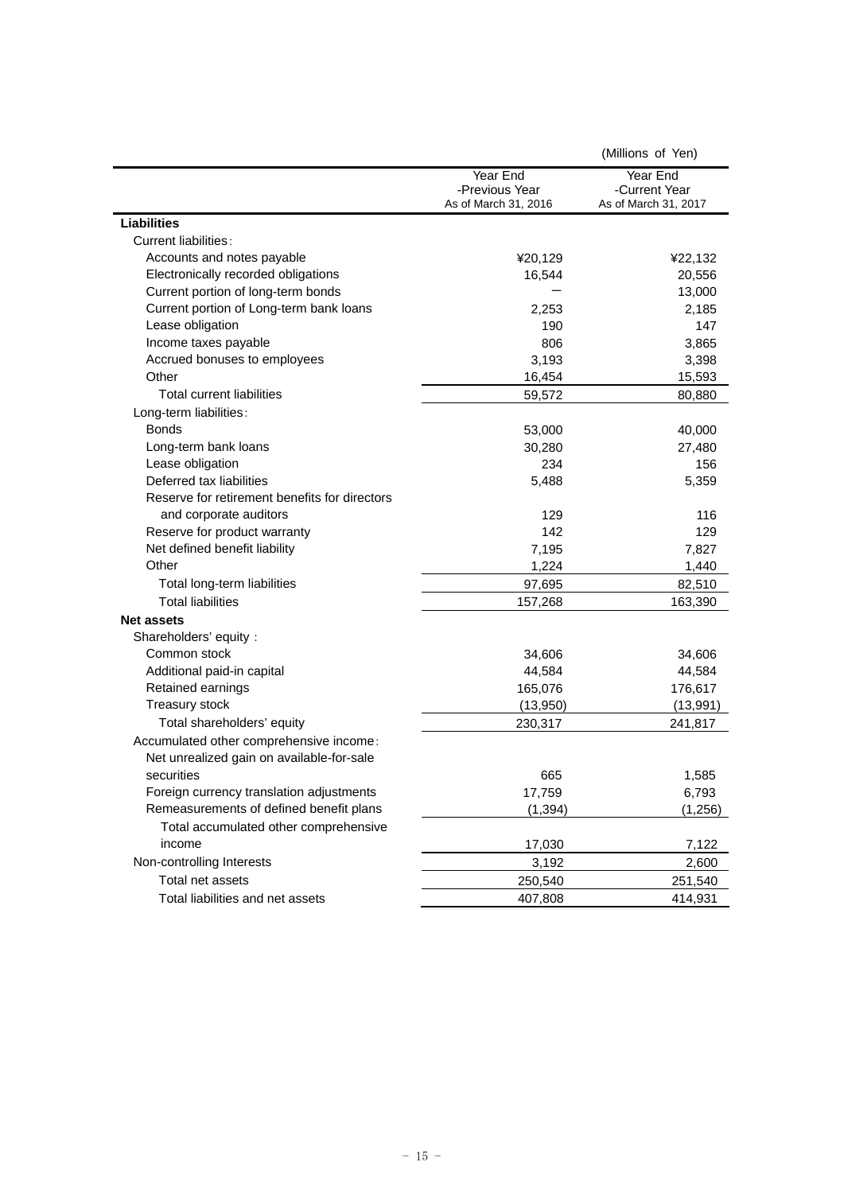(Millions of Yen)

| | Year End -Previous Year As of March 31, 2016 | Year End -Current Year As of March 31, 2017 |
|---|---|---|
| **Liabilities** | | |
| Current liabilities : | | |
| Accounts and notes payable | ¥20,129 | ¥22,132 |
| Electronically recorded obligations | 16,544 | 20,556 |
| Current portion of long-term bonds | — | 13,000 |
| Current portion of Long-term bank loans | 2,253 | 2,185 |
| Lease obligation | 190 | 147 |
| Income taxes payable | 806 | 3,865 |
| Accrued bonuses to employees | 3,193 | 3,398 |
| Other | 16,454 | 15,593 |
| Total current liabilities | 59,572 | 80,880 |
| Long-term liabilities : | | |
| Bonds | 53,000 | 40,000 |
| Long-term bank loans | 30,280 | 27,480 |
| Lease obligation | 234 | 156 |
| Deferred tax liabilities | 5,488 | 5,359 |
| Reserve for retirement benefits for directors and corporate auditors | 129 | 116 |
| Reserve for product warranty | 142 | 129 |
| Net defined benefit liability | 7,195 | 7,827 |
| Other | 1,224 | 1,440 |
| Total long-term liabilities | 97,695 | 82,510 |
| Total liabilities | 157,268 | 163,390 |
| **Net assets** | | |
| Shareholders' equity : | | |
| Common stock | 34,606 | 34,606 |
| Additional paid-in capital | 44,584 | 44,584 |
| Retained earnings | 165,076 | 176,617 |
| Treasury stock | (13,950) | (13,991) |
| Total shareholders' equity | 230,317 | 241,817 |
| Accumulated other comprehensive income : | | |
| Net unrealized gain on available-for-sale securities | 665 | 1,585 |
| Foreign currency translation adjustments | 17,759 | 6,793 |
| Remeasurements of defined benefit plans | (1,394) | (1,256) |
| Total accumulated other comprehensive income | 17,030 | 7,122 |
| Non-controlling Interests | 3,192 | 2,600 |
| Total net assets | 250,540 | 251,540 |
| Total liabilities and net assets | 407,808 | 414,931 |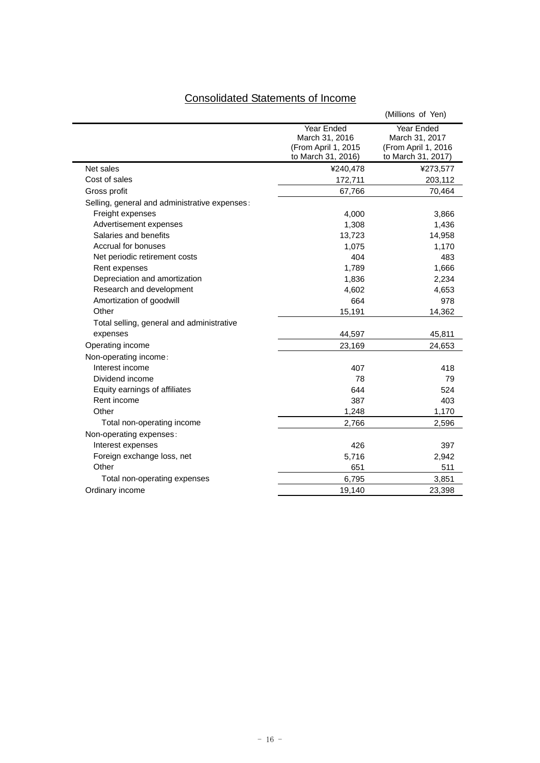## Consolidated Statements of Income

(Millions of Yen)

| | Year Ended March 31, 2016 (From April 1, 2015 to March 31, 2016) | Year Ended March 31, 2017 (From April 1, 2016 to March 31, 2017) |
|---|---|---|
| Net sales | ¥240,478 | ¥273,577 |
| Cost of sales | 172,711 | 203,112 |
| Gross profit | 67,766 | 70,464 |
| Selling, general and administrative expenses: | | |
| Freight expenses | 4,000 | 3,866 |
| Advertisement expenses | 1,308 | 1,436 |
| Salaries and benefits | 13,723 | 14,958 |
| Accrual for bonuses | 1,075 | 1,170 |
| Net periodic retirement costs | 404 | 483 |
| Rent expenses | 1,789 | 1,666 |
| Depreciation and amortization | 1,836 | 2,234 |
| Research and development | 4,602 | 4,653 |
| Amortization of goodwill | 664 | 978 |
| Other | 15,191 | 14,362 |
| Total selling, general and administrative expenses | 44,597 | 45,811 |
| Operating income | 23,169 | 24,653 |
| Non-operating income: | | |
| Interest income | 407 | 418 |
| Dividend income | 78 | 79 |
| Equity earnings of affiliates | 644 | 524 |
| Rent income | 387 | 403 |
| Other | 1,248 | 1,170 |
| Total non-operating income | 2,766 | 2,596 |
| Non-operating expenses: | | |
| Interest expenses | 426 | 397 |
| Foreign exchange loss, net | 5,716 | 2,942 |
| Other | 651 | 511 |
| Total non-operating expenses | 6,795 | 3,851 |
| Ordinary income | 19,140 | 23,398 |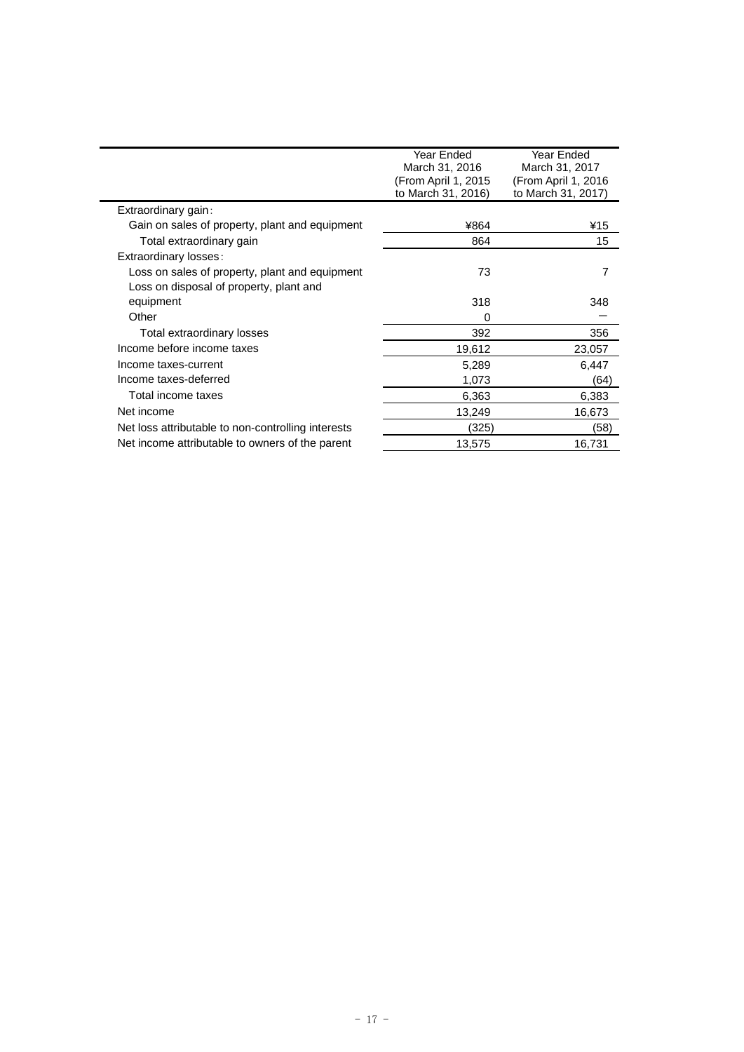| | Year Ended March 31, 2016 (From April 1, 2015 to March 31, 2016) | Year Ended March 31, 2017 (From April 1, 2016 to March 31, 2017) |
|---|---|---|
| Extraordinary gain : | | |
| Gain on sales of property, plant and equipment | ¥864 | ¥15 |
| Total extraordinary gain | 864 | 15 |
| Extraordinary losses : | | |
| Loss on sales of property, plant and equipment | 73 | 7 |
| Loss on disposal of property, plant and equipment | 318 | 348 |
| Other | 0 | － |
| Total extraordinary losses | 392 | 356 |
| Income before income taxes | 19,612 | 23,057 |
| Income taxes-current | 5,289 | 6,447 |
| Income taxes-deferred | 1,073 | (64) |
| Total income taxes | 6,363 | 6,383 |
| Net income | 13,249 | 16,673 |
| Net loss attributable to non-controlling interests | (325) | (58) |
| Net income attributable to owners of the parent | 13,575 | 16,731 |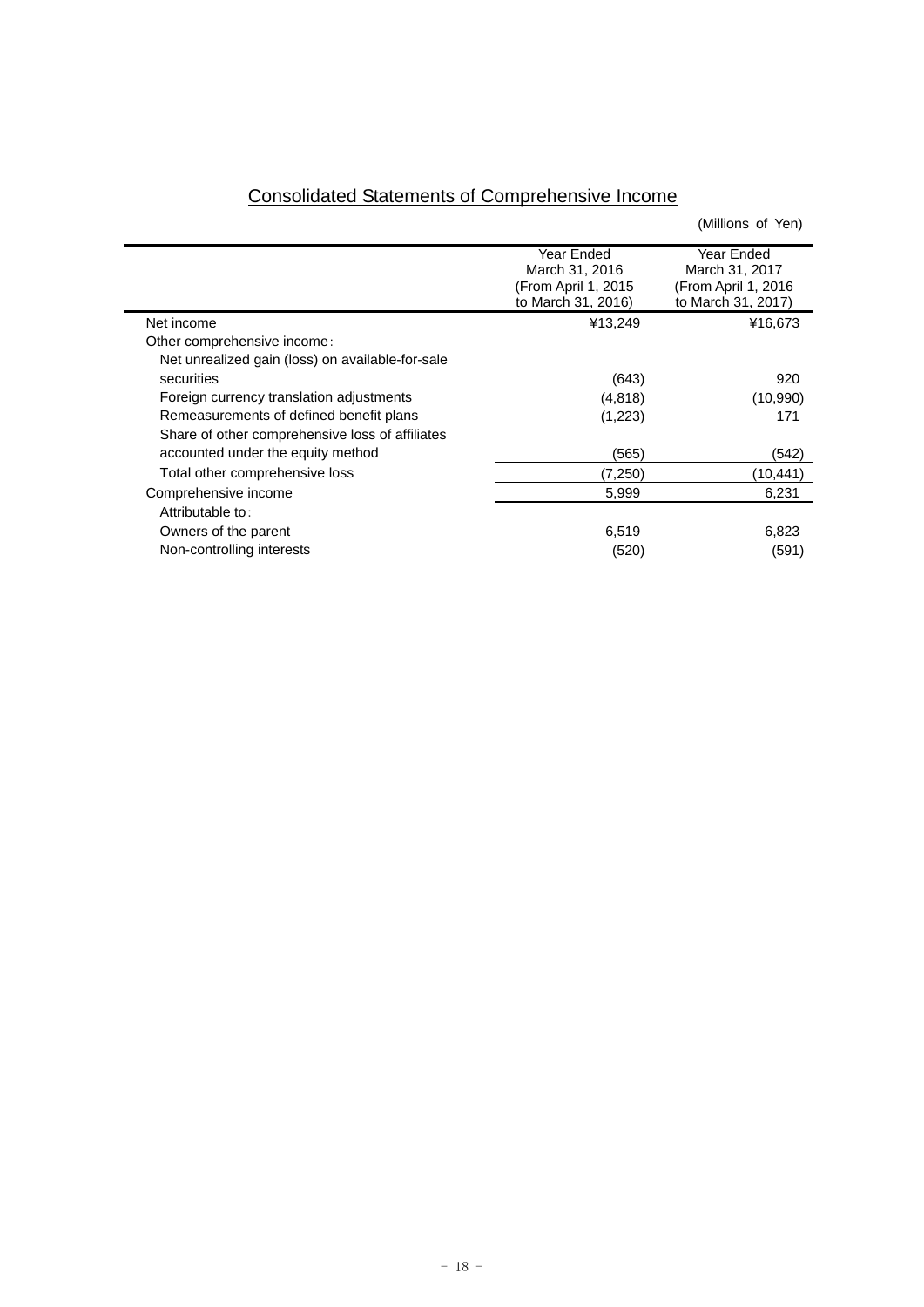# Consolidated Statements of Comprehensive Income

(Millions of Yen)

| | Year Ended March 31, 2016 (From April 1, 2015 to March 31, 2016) | Year Ended March 31, 2017 (From April 1, 2016 to March 31, 2017) |
|---|---|---|
| Net income | ¥13,249 | ¥16,673 |
| Other comprehensive income: | | |
| Net unrealized gain (loss) on available-for-sale securities | (643) | 920 |
| Foreign currency translation adjustments | (4,818) | (10,990) |
| Remeasurements of defined benefit plans | (1,223) | 171 |
| Share of other comprehensive loss of affiliates accounted under the equity method | (565) | (542) |
| Total other comprehensive loss | (7,250) | (10,441) |
| Comprehensive income | 5,999 | 6,231 |
| Attributable to: | | |
| Owners of the parent | 6,519 | 6,823 |
| Non-controlling interests | (520) | (591) |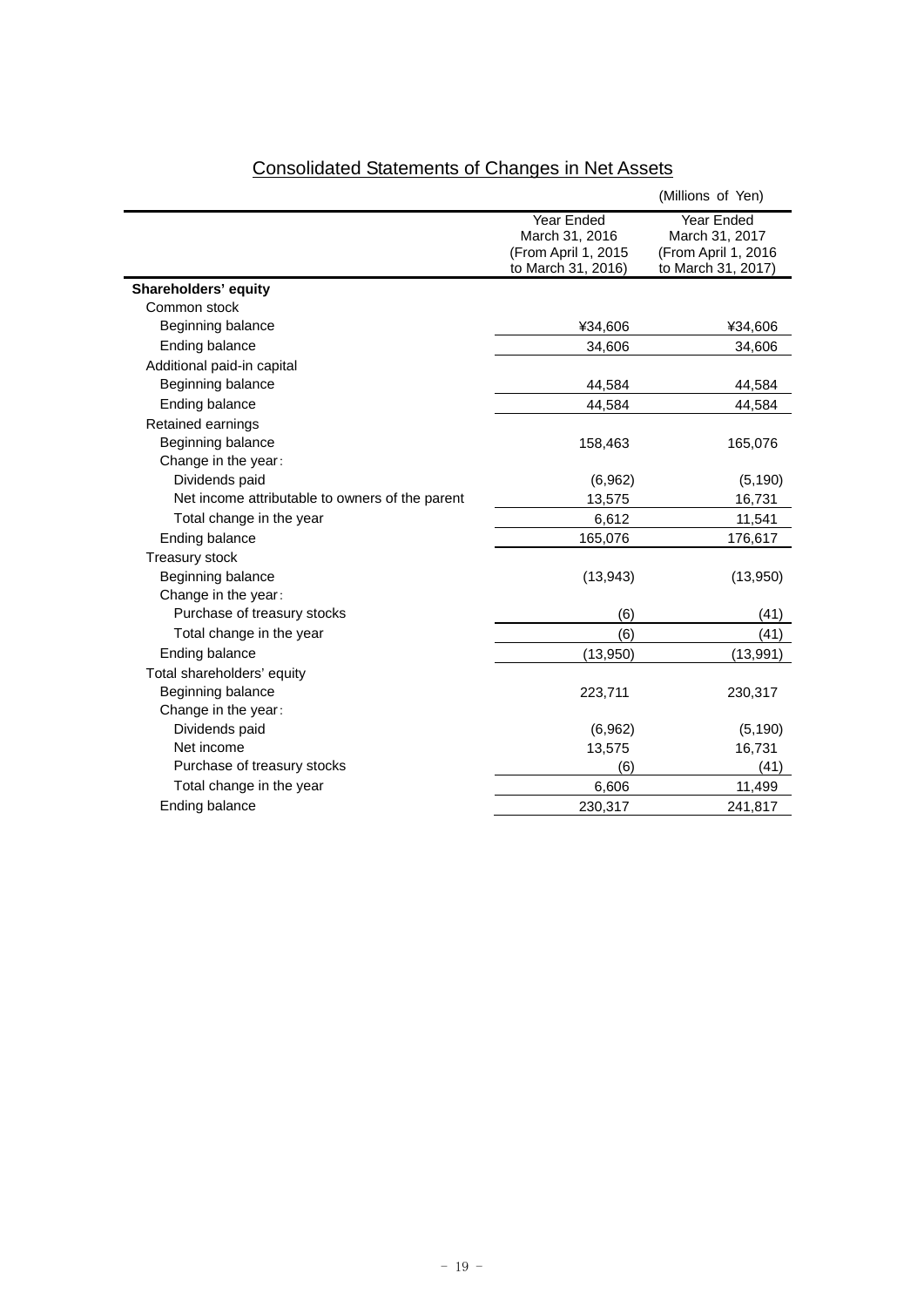## Consolidated Statements of Changes in Net Assets

(Millions of Yen)

| | Year Ended March 31, 2016 (From April 1, 2015 to March 31, 2016) | Year Ended March 31, 2017 (From April 1, 2016 to March 31, 2017) |
|---|---|---|
| **Shareholders' equity** | | |
| Common stock | | |
| Beginning balance | ¥34,606 | ¥34,606 |
| Ending balance | 34,606 | 34,606 |
| Additional paid-in capital | | |
| Beginning balance | 44,584 | 44,584 |
| Ending balance | 44,584 | 44,584 |
| Retained earnings | | |
| Beginning balance | 158,463 | 165,076 |
| Change in the year： | | |
| Dividends paid | (6,962) | (5,190) |
| Net income attributable to owners of the parent | 13,575 | 16,731 |
| Total change in the year | 6,612 | 11,541 |
| Ending balance | 165,076 | 176,617 |
| Treasury stock | | |
| Beginning balance | (13,943) | (13,950) |
| Change in the year： | | |
| Purchase of treasury stocks | (6) | (41) |
| Total change in the year | (6) | (41) |
| Ending balance | (13,950) | (13,991) |
| Total shareholders' equity | | |
| Beginning balance | 223,711 | 230,317 |
| Change in the year： | | |
| Dividends paid | (6,962) | (5,190) |
| Net income | 13,575 | 16,731 |
| Purchase of treasury stocks | (6) | (41) |
| Total change in the year | 6,606 | 11,499 |
| Ending balance | 230,317 | 241,817 |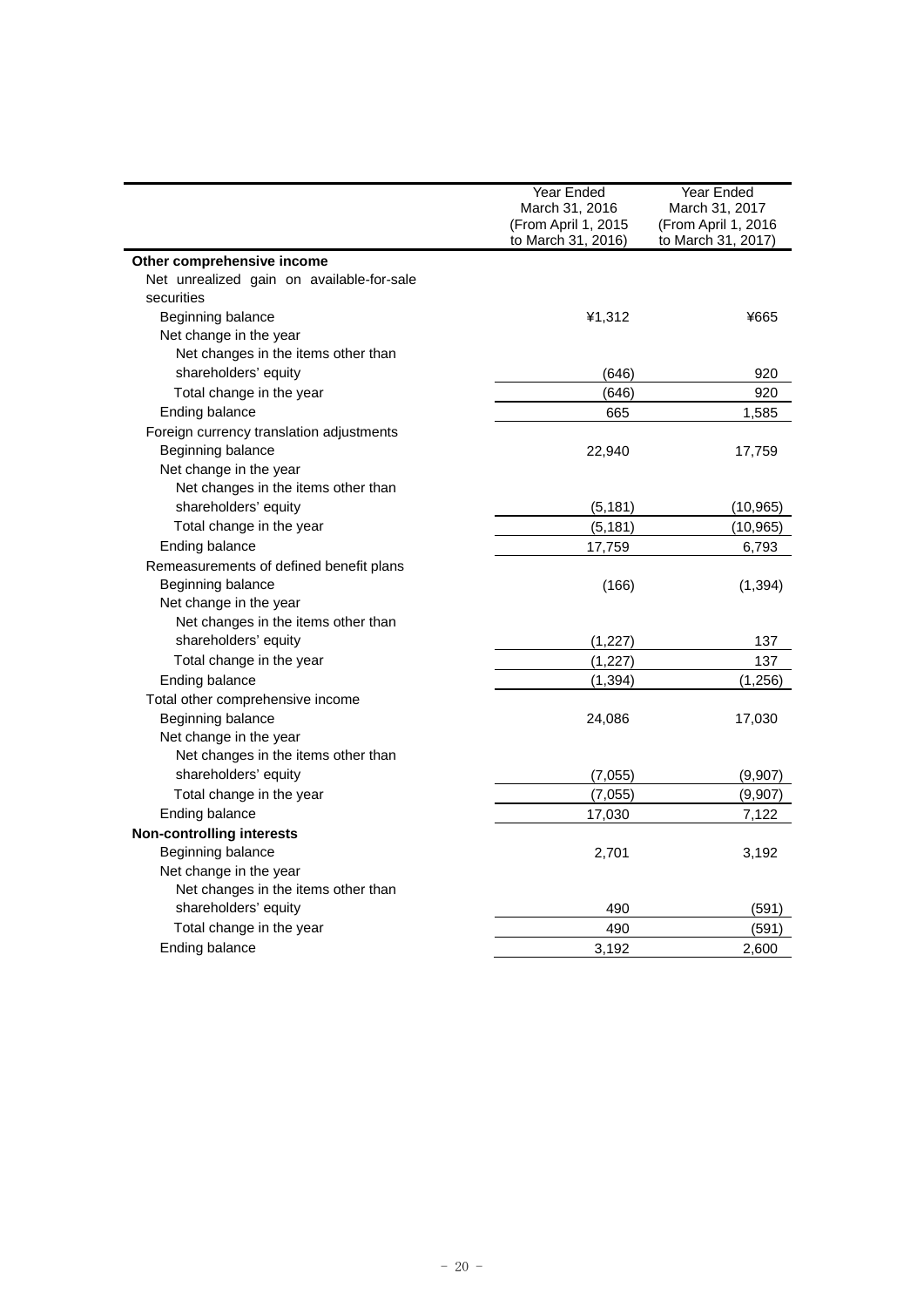| | Year Ended March 31, 2016 (From April 1, 2015 to March 31, 2016) | Year Ended March 31, 2017 (From April 1, 2016 to March 31, 2017) |
|---|---|---|
| **Other comprehensive income** | | |
| Net unrealized gain on available-for-sale securities | | |
| Beginning balance | ¥1,312 | ¥665 |
| Net change in the year | | |
| Net changes in the items other than shareholders' equity | (646) | 920 |
| Total change in the year | (646) | 920 |
| Ending balance | 665 | 1,585 |
| Foreign currency translation adjustments | | |
| Beginning balance | 22,940 | 17,759 |
| Net change in the year | | |
| Net changes in the items other than shareholders' equity | (5,181) | (10,965) |
| Total change in the year | (5,181) | (10,965) |
| Ending balance | 17,759 | 6,793 |
| Remeasurements of defined benefit plans | | |
| Beginning balance | (166) | (1,394) |
| Net change in the year | | |
| Net changes in the items other than shareholders' equity | (1,227) | 137 |
| Total change in the year | (1,227) | 137 |
| Ending balance | (1,394) | (1,256) |
| Total other comprehensive income | | |
| Beginning balance | 24,086 | 17,030 |
| Net change in the year | | |
| Net changes in the items other than shareholders' equity | (7,055) | (9,907) |
| Total change in the year | (7,055) | (9,907) |
| Ending balance | 17,030 | 7,122 |
| **Non-controlling interests** | | |
| Beginning balance | 2,701 | 3,192 |
| Net change in the year | | |
| Net changes in the items other than shareholders' equity | 490 | (591) |
| Total change in the year | 490 | (591) |
| Ending balance | 3,192 | 2,600 |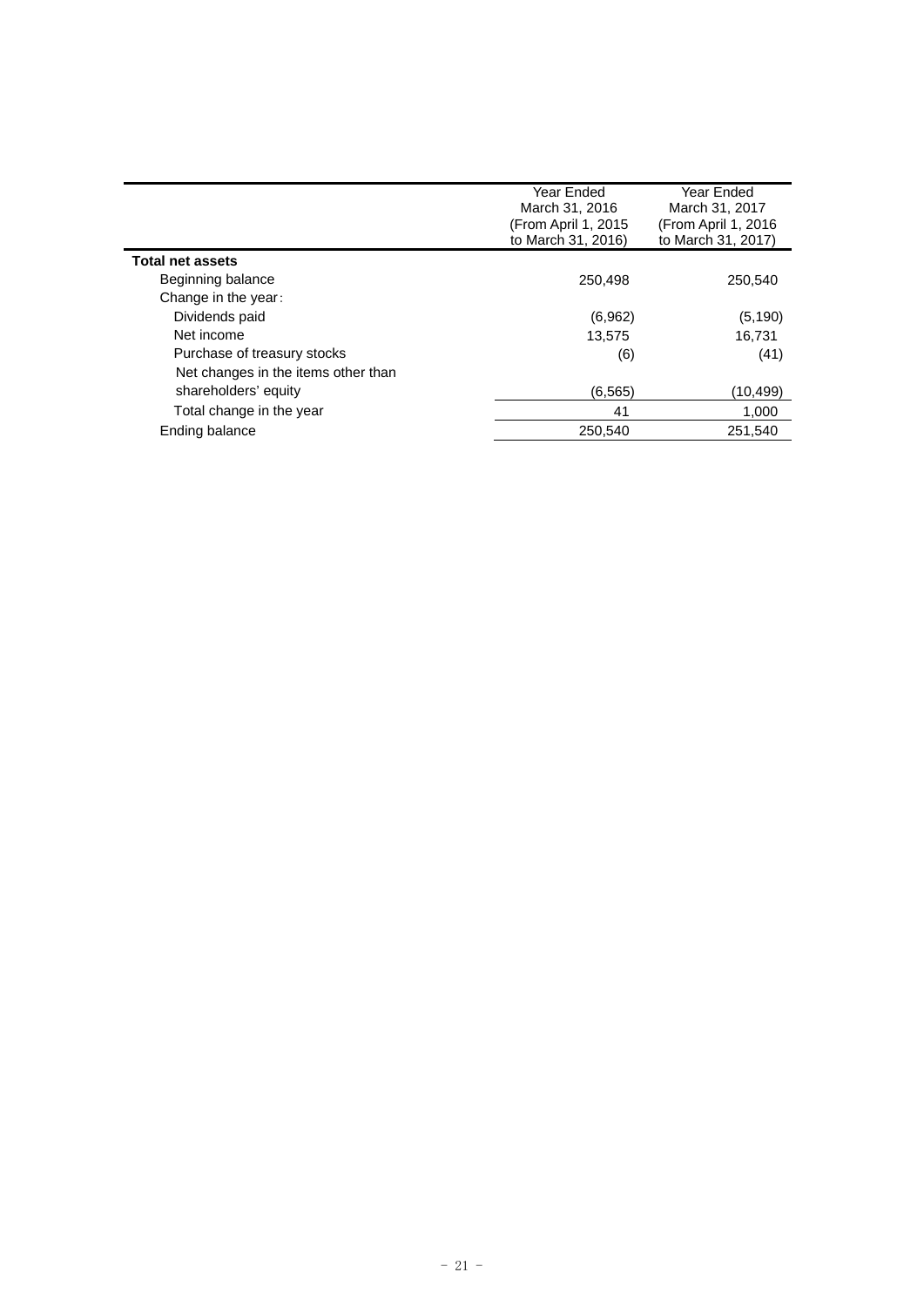| | Year Ended March 31, 2016 (From April 1, 2015 to March 31, 2016) | Year Ended March 31, 2017 (From April 1, 2016 to March 31, 2017) |
|---|---|---|
| **Total net assets** | | |
| Beginning balance | 250,498 | 250,540 |
| Change in the year: | | |
| Dividends paid | (6,962) | (5,190) |
| Net income | 13,575 | 16,731 |
| Purchase of treasury stocks | (6) | (41) |
| Net changes in the items other than shareholders' equity | (6,565) | (10,499) |
| Total change in the year | 41 | 1,000 |
| Ending balance | 250,540 | 251,540 |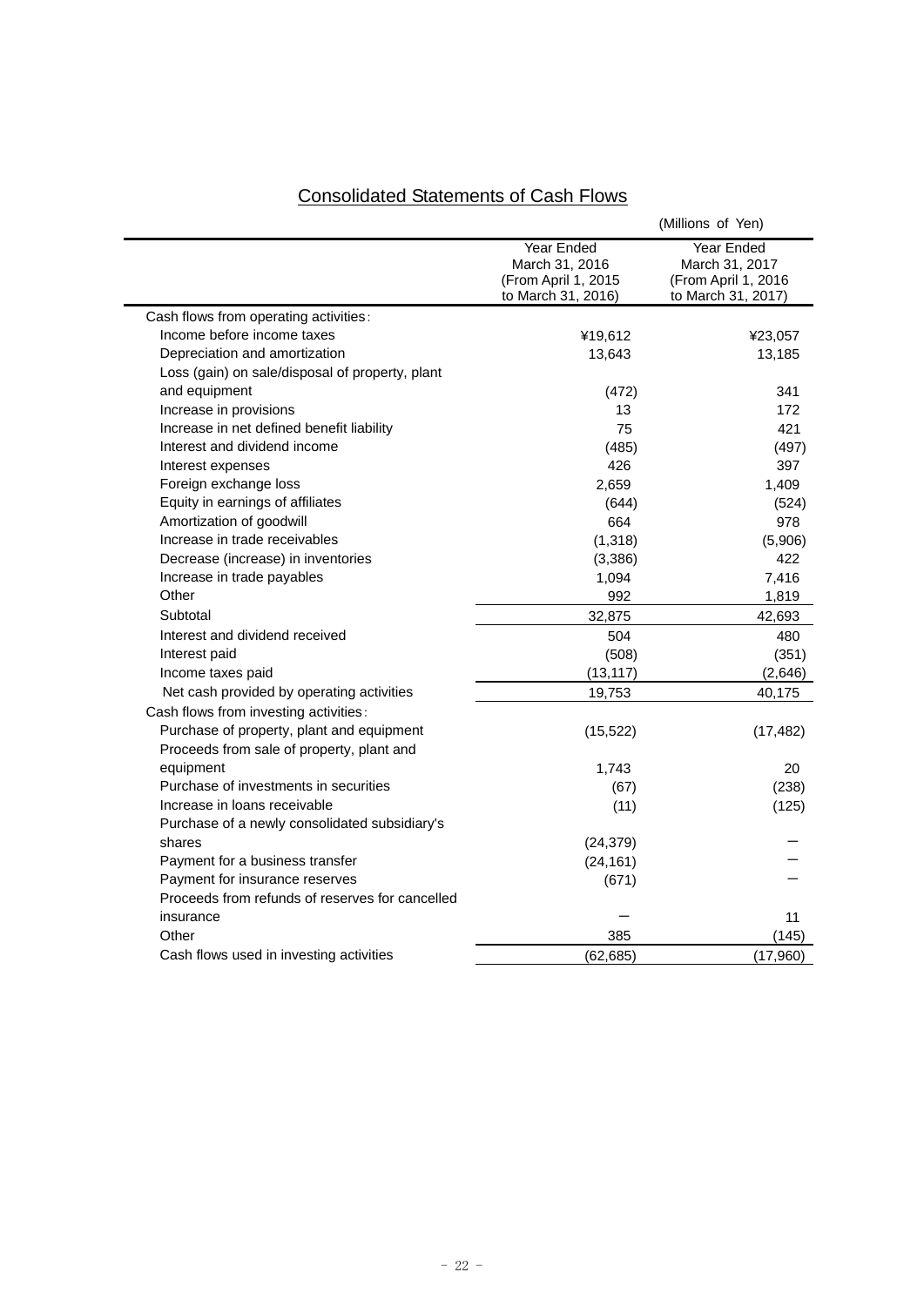## Consolidated Statements of Cash Flows

(Millions of Yen)

| | Year Ended March 31, 2016 (From April 1, 2015 to March 31, 2016) | Year Ended March 31, 2017 (From April 1, 2016 to March 31, 2017) |
|---|---|---|
| Cash flows from operating activities: | | |
| Income before income taxes | ¥19,612 | ¥23,057 |
| Depreciation and amortization | 13,643 | 13,185 |
| Loss (gain) on sale/disposal of property, plant and equipment | (472) | 341 |
| Increase in provisions | 13 | 172 |
| Increase in net defined benefit liability | 75 | 421 |
| Interest and dividend income | (485) | (497) |
| Interest expenses | 426 | 397 |
| Foreign exchange loss | 2,659 | 1,409 |
| Equity in earnings of affiliates | (644) | (524) |
| Amortization of goodwill | 664 | 978 |
| Increase in trade receivables | (1,318) | (5,906) |
| Decrease (increase) in inventories | (3,386) | 422 |
| Increase in trade payables | 1,094 | 7,416 |
| Other | 992 | 1,819 |
| Subtotal | 32,875 | 42,693 |
| Interest and dividend received | 504 | 480 |
| Interest paid | (508) | (351) |
| Income taxes paid | (13,117) | (2,646) |
| Net cash provided by operating activities | 19,753 | 40,175 |
| Cash flows from investing activities: | | |
| Purchase of property, plant and equipment | (15,522) | (17,482) |
| Proceeds from sale of property, plant and equipment | 1,743 | 20 |
| Purchase of investments in securities | (67) | (238) |
| Increase in loans receivable | (11) | (125) |
| Purchase of a newly consolidated subsidiary's shares | (24,379) | － |
| Payment for a business transfer | (24,161) | － |
| Payment for insurance reserves | (671) | － |
| Proceeds from refunds of reserves for cancelled insurance | － | 11 |
| Other | 385 | (145) |
| Cash flows used in investing activities | (62,685) | (17,960) |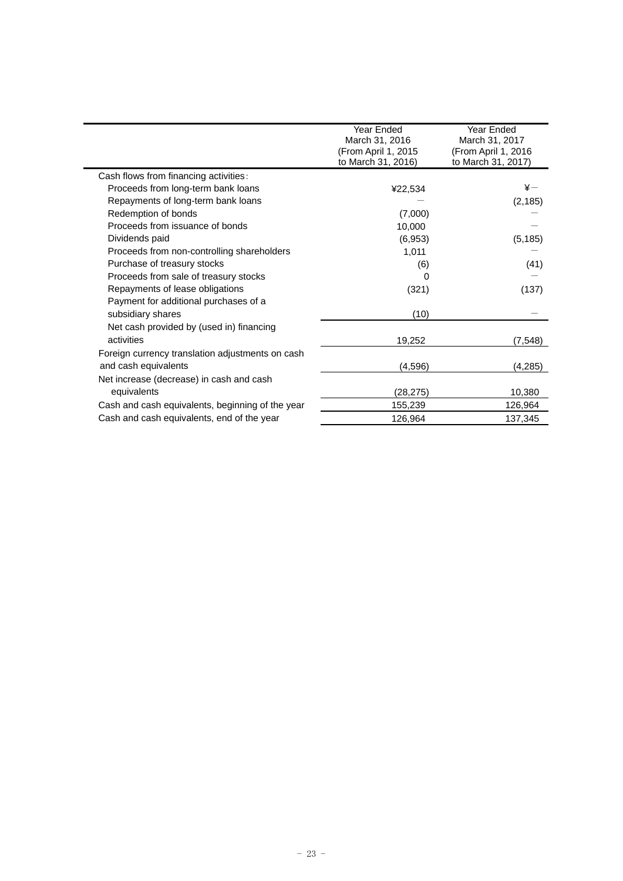| | Year Ended March 31, 2016 (From April 1, 2015 to March 31, 2016) | Year Ended March 31, 2017 (From April 1, 2016 to March 31, 2017) |
|---|---|---|
| Cash flows from financing activities： | | |
| Proceeds from long-term bank loans | ¥22,534 | ¥— |
| Repayments of long-term bank loans | — | (2,185) |
| Redemption of bonds | (7,000) | — |
| Proceeds from issuance of bonds | 10,000 | — |
| Dividends paid | (6,953) | (5,185) |
| Proceeds from non-controlling shareholders | 1,011 | — |
| Purchase of treasury stocks | (6) | (41) |
| Proceeds from sale of treasury stocks | 0 | — |
| Repayments of lease obligations | (321) | (137) |
| Payment for additional purchases of a subsidiary shares | (10) | — |
| Net cash provided by (used in) financing activities | 19,252 | (7,548) |
| Foreign currency translation adjustments on cash and cash equivalents | (4,596) | (4,285) |
| Net increase (decrease) in cash and cash equivalents | (28,275) | 10,380 |
| Cash and cash equivalents, beginning of the year | 155,239 | 126,964 |
| Cash and cash equivalents, end of the year | 126,964 | 137,345 |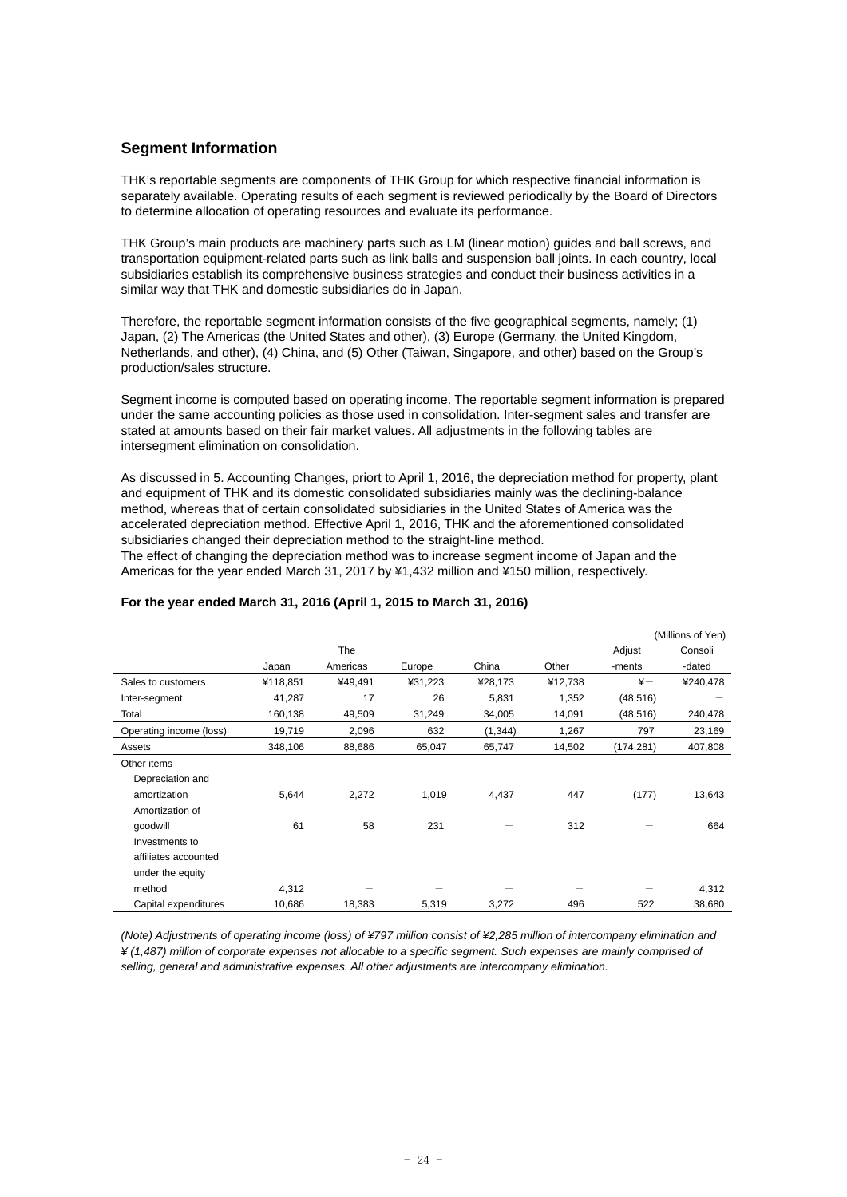## Segment Information

THK's reportable segments are components of THK Group for which respective financial information is separately available. Operating results of each segment is reviewed periodically by the Board of Directors to determine allocation of operating resources and evaluate its performance.

THK Group's main products are machinery parts such as LM (linear motion) guides and ball screws, and transportation equipment-related parts such as link balls and suspension ball joints. In each country, local subsidiaries establish its comprehensive business strategies and conduct their business activities in a similar way that THK and domestic subsidiaries do in Japan.

Therefore, the reportable segment information consists of the five geographical segments, namely; (1) Japan, (2) The Americas (the United States and other), (3) Europe (Germany, the United Kingdom, Netherlands, and other), (4) China, and (5) Other (Taiwan, Singapore, and other) based on the Group's production/sales structure.

Segment income is computed based on operating income. The reportable segment information is prepared under the same accounting policies as those used in consolidation. Inter-segment sales and transfer are stated at amounts based on their fair market values. All adjustments in the following tables are intersegment elimination on consolidation.

As discussed in 5. Accounting Changes, priort to April 1, 2016, the depreciation method for property, plant and equipment of THK and its domestic consolidated subsidiaries mainly was the declining-balance method, whereas that of certain consolidated subsidiaries in the United States of America was the accelerated depreciation method. Effective April 1, 2016, THK and the aforementioned consolidated subsidiaries changed their depreciation method to the straight-line method.
The effect of changing the depreciation method was to increase segment income of Japan and the Americas for the year ended March 31, 2017 by ¥1,432 million and ¥150 million, respectively.

**For the year ended March 31, 2016 (April 1, 2015 to March 31, 2016)**

(Millions of Yen)

| | Japan | The Americas | Europe | China | Other | Adjust -ments | Consoli -dated |
|---|---|---|---|---|---|---|---|
| Sales to customers | ¥118,851 | ¥49,491 | ¥31,223 | ¥28,173 | ¥12,738 | ¥－ | ¥240,478 |
| Inter-segment | 41,287 | 17 | 26 | 5,831 | 1,352 | (48,516) | － |
| Total | 160,138 | 49,509 | 31,249 | 34,005 | 14,091 | (48,516) | 240,478 |
| Operating income (loss) | 19,719 | 2,096 | 632 | (1,344) | 1,267 | 797 | 23,169 |
| Assets | 348,106 | 88,686 | 65,047 | 65,747 | 14,502 | (174,281) | 407,808 |
| Other items | | | | | | | |
| Depreciation and amortization | 5,644 | 2,272 | 1,019 | 4,437 | 447 | (177) | 13,643 |
| Amortization of goodwill | 61 | 58 | 231 | － | 312 | － | 664 |
| Investments to affiliates accounted under the equity method | 4,312 | － | － | － | － | － | 4,312 |
| Capital expenditures | 10,686 | 18,383 | 5,319 | 3,272 | 496 | 522 | 38,680 |

*(Note) Adjustments of operating income (loss) of ¥797 million consist of ¥2,285 million of intercompany elimination and ¥(1,487) million of corporate expenses not allocable to a specific segment. Such expenses are mainly comprised of selling, general and administrative expenses. All other adjustments are intercompany elimination.*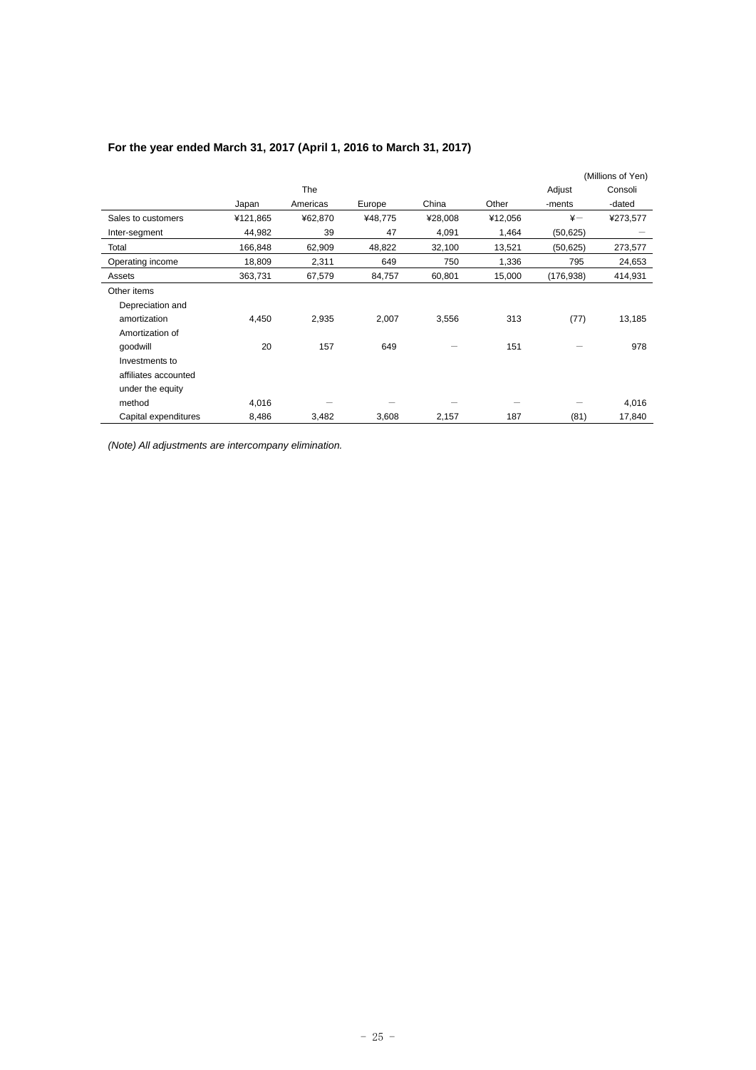### For the year ended March 31, 2017 (April 1, 2016 to March 31, 2017)

(Millions of Yen)

| | Japan | The Americas | Europe | China | Other | Adjust-ments | Consoli-dated |
|---|---|---|---|---|---|---|---|
| Sales to customers | ¥121,865 | ¥62,870 | ¥48,775 | ¥28,008 | ¥12,056 | ¥— | ¥273,577 |
| Inter-segment | 44,982 | 39 | 47 | 4,091 | 1,464 | (50,625) | — |
| Total | 166,848 | 62,909 | 48,822 | 32,100 | 13,521 | (50,625) | 273,577 |
| Operating income | 18,809 | 2,311 | 649 | 750 | 1,336 | 795 | 24,653 |
| Assets | 363,731 | 67,579 | 84,757 | 60,801 | 15,000 | (176,938) | 414,931 |
| Other items | | | | | | | |
| Depreciation and amortization | 4,450 | 2,935 | 2,007 | 3,556 | 313 | (77) | 13,185 |
| Amortization of goodwill | 20 | 157 | 649 | — | 151 | — | 978 |
| Investments to affiliates accounted under the equity method | 4,016 | — | — | — | — | — | 4,016 |
| Capital expenditures | 8,486 | 3,482 | 3,608 | 2,157 | 187 | (81) | 17,840 |

*(Note) All adjustments are intercompany elimination.*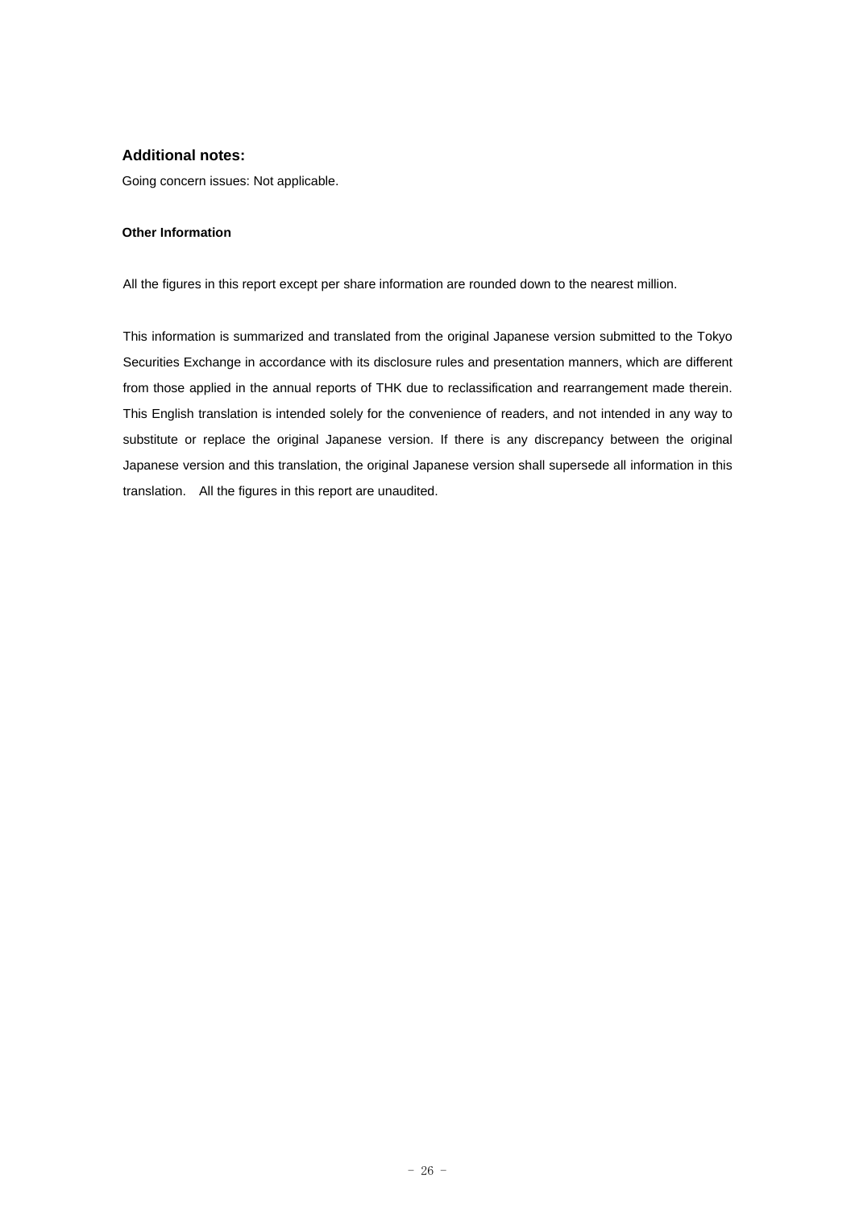## Additional notes:

Going concern issues: Not applicable.

### Other Information

All the figures in this report except per share information are rounded down to the nearest million.

This information is summarized and translated from the original Japanese version submitted to the Tokyo Securities Exchange in accordance with its disclosure rules and presentation manners, which are different from those applied in the annual reports of THK due to reclassification and rearrangement made therein. This English translation is intended solely for the convenience of readers, and not intended in any way to substitute or replace the original Japanese version. If there is any discrepancy between the original Japanese version and this translation, the original Japanese version shall supersede all information in this translation. All the figures in this report are unaudited.